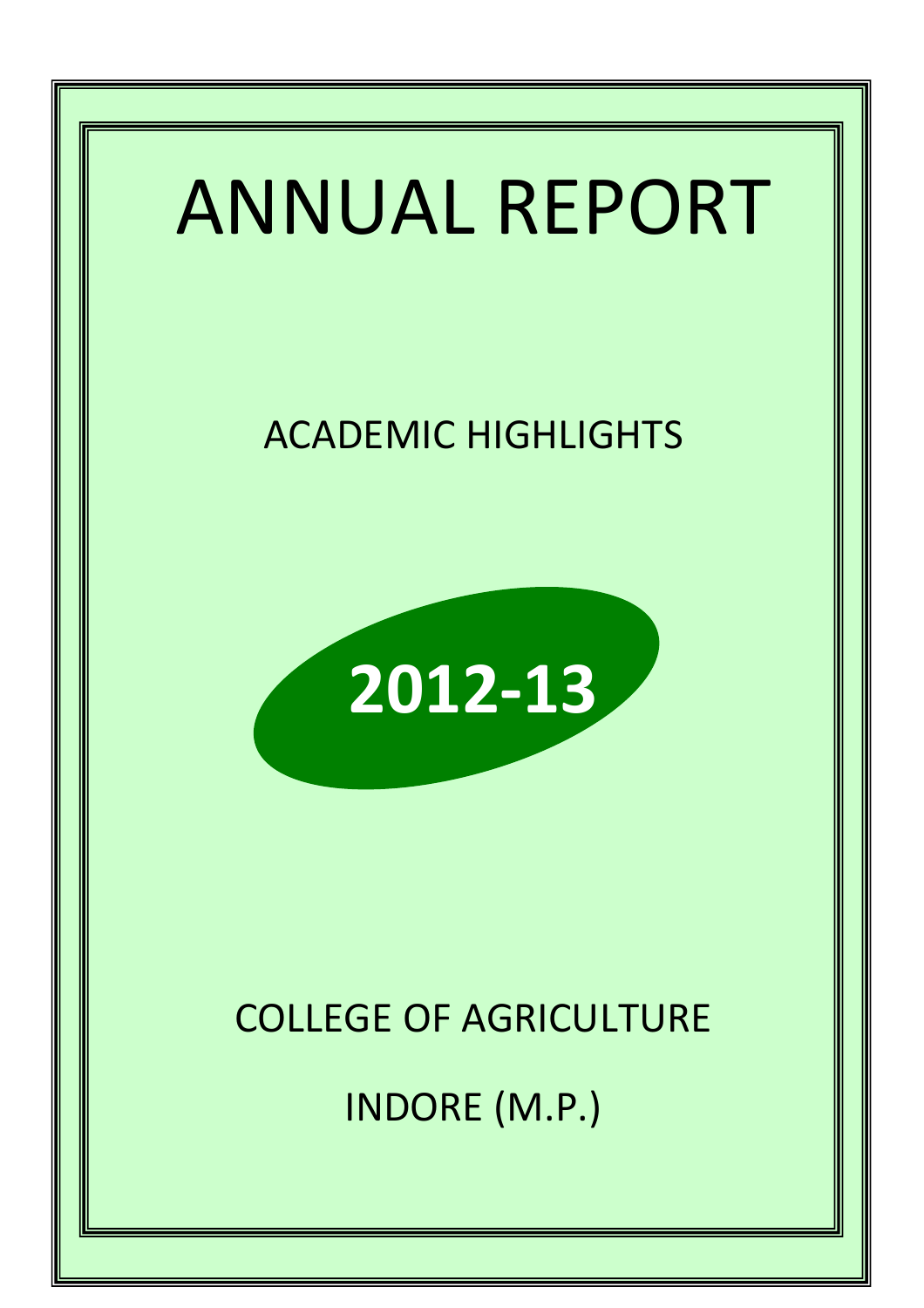# ANNUAL REPORT

## ACADEMIC HIGHLIGHTS

**2012-13**

COLLEGE OF AGRICULTURE

INDORE (M.P.)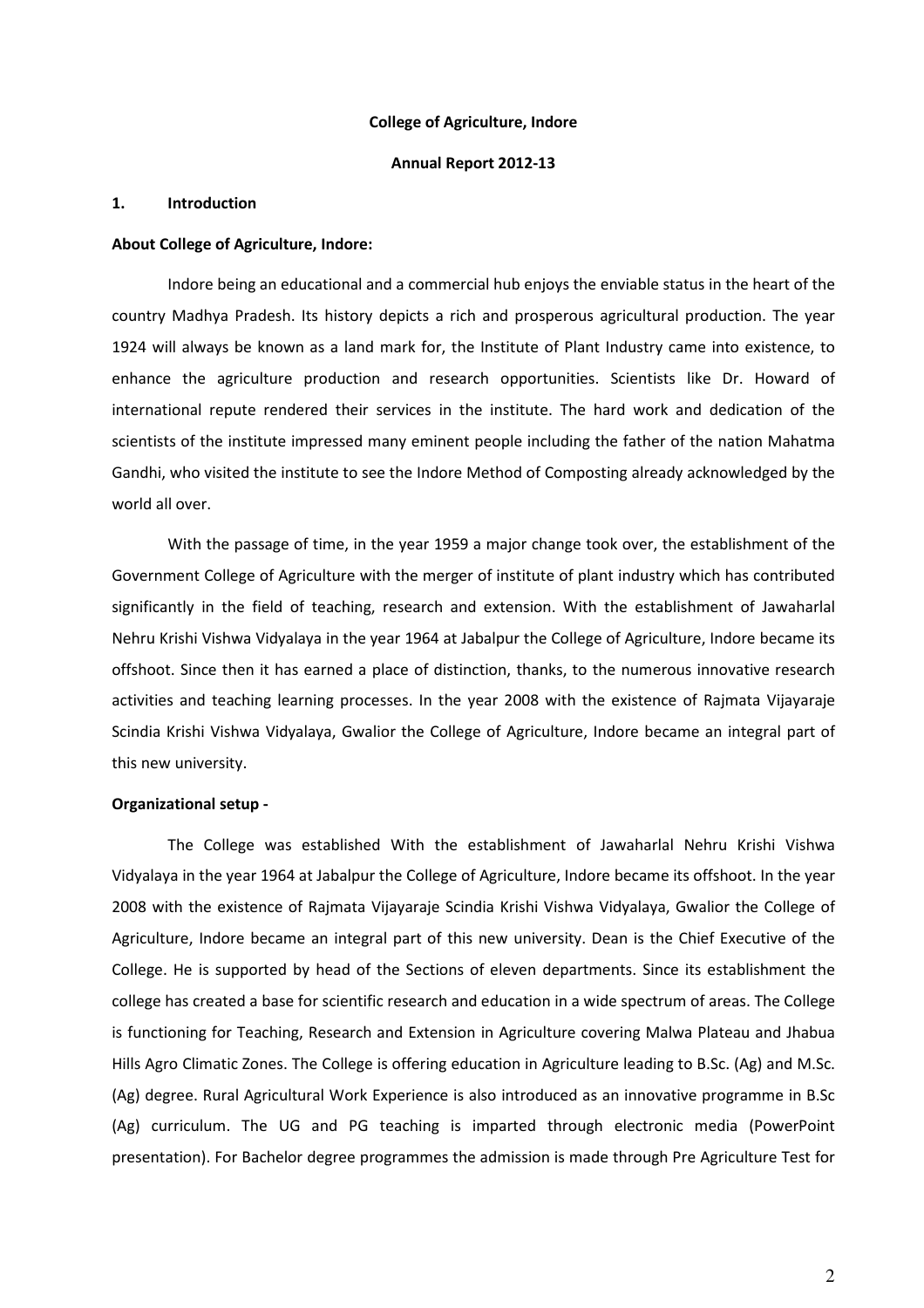**College of Agriculture, Indore**

**Annual Report 2012-13**

## 1. Introduction

### About College of Agriculture, Indore:

Indore being an educational and a commercial hub enjoys the enviable status in the heart of the country Madhya Pradesh. Its history depicts a rich and prosperous agricultural production. The year 1924 will always be known as a land mark for, the Institute of Plant Industry came into existence, to enhance the agriculture production and research opportunities. Scientists like Dr. Howard of international repute rendered their services in the institute. The hard work and dedication of the scientists of the institute impressed many eminent people including the father of the nation Mahatma Gandhi, who visited the institute to see the Indore Method of Composting already acknowledged by the world all over.

With the passage of time, in the year 1959 a major change took over, the establishment of the Government College of Agriculture with the merger of institute of plant industry which has contributed significantly in the field of teaching, research and extension. With the establishment of Jawaharlal Nehru Krishi Vishwa Vidyalaya in the year 1964 at Jabalpur the College of Agriculture, Indore became its offshoot. Since then it has earned a place of distinction, thanks, to the numerous innovative research activities and teaching learning processes. In the year 2008 with the existence of Rajmata Vijayaraje Scindia Krishi Vishwa Vidyalaya, Gwalior the College of Agriculture, Indore became an integral part of this new university.

### Organizational setup -

The College was established With the establishment of Jawaharlal Nehru Krishi Vishwa Vidyalaya in the year 1964 at Jabalpur the College of Agriculture, Indore became its offshoot. In the year 2008 with the existence of Rajmata Vijayaraje Scindia Krishi Vishwa Vidyalaya, Gwalior the College of Agriculture, Indore became an integral part of this new university. Dean is the Chief Executive of the College. He is supported by head of the Sections of eleven departments. Since its establishment the college has created a base for scientific research and education in a wide spectrum of areas. The College is functioning for Teaching, Research and Extension in Agriculture covering Malwa Plateau and Jhabua Hills Agro Climatic Zones. The College is offering education in Agriculture leading to B.Sc. (Ag) and M.Sc. (Ag) degree. Rural Agricultural Work Experience is also introduced as an innovative programme in B.Sc (Ag) curriculum. The UG and PG teaching is imparted through electronic media (PowerPoint presentation). For Bachelor degree programmes the admission is made through Pre Agriculture Test for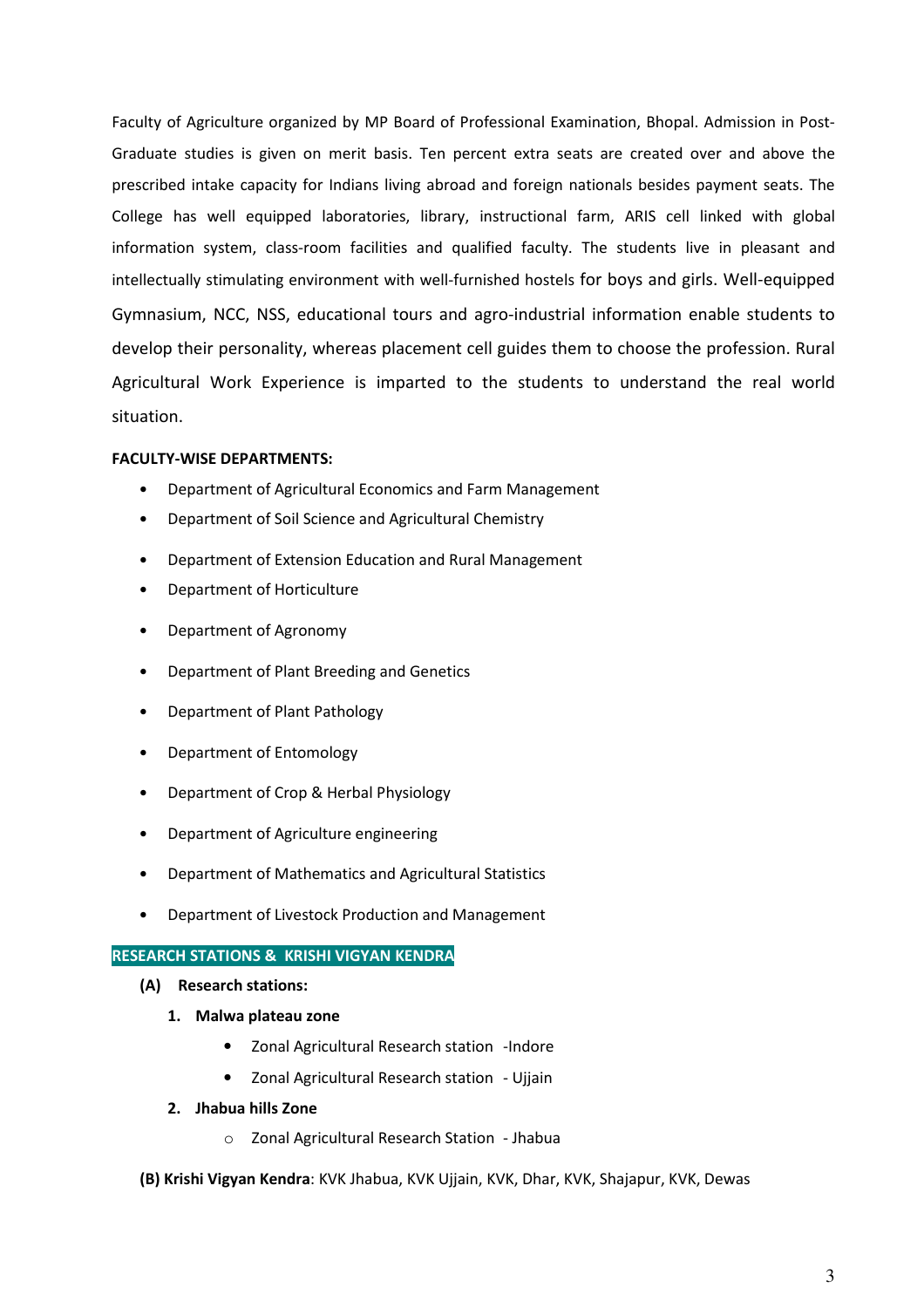Faculty of Agriculture organized by MP Board of Professional Examination, Bhopal. Admission in Post-Graduate studies is given on merit basis. Ten percent extra seats are created over and above the prescribed intake capacity for Indians living abroad and foreign nationals besides payment seats. The College has well equipped laboratories, library, instructional farm, ARIS cell linked with global information system, class-room facilities and qualified faculty. The students live in pleasant and intellectually stimulating environment with well-furnished hostels for boys and girls. Well-equipped Gymnasium, NCC, NSS, educational tours and agro-industrial information enable students to develop their personality, whereas placement cell guides them to choose the profession. Rural Agricultural Work Experience is imparted to the students to understand the real world situation.

**FACULTY-WISE DEPARTMENTS:**

- Department of Agricultural Economics and Farm Management
- Department of Soil Science and Agricultural Chemistry
- Department of Extension Education and Rural Management
- Department of Horticulture
- Department of Agronomy
- Department of Plant Breeding and Genetics
- Department of Plant Pathology
- Department of Entomology
- Department of Crop & Herbal Physiology
- Department of Agriculture engineering
- Department of Mathematics and Agricultural Statistics
- Department of Livestock Production and Management

**RESEARCH STATIONS & KRISHI VIGYAN KENDRA**

**(A) Research stations:**

1. **Malwa plateau zone**
   - Zonal Agricultural Research station -Indore
   - Zonal Agricultural Research station - Ujjain
2. **Jhabua hills Zone**
   - Zonal Agricultural Research Station - Jhabua

**(B) Krishi Vigyan Kendra**: KVK Jhabua, KVK Ujjain, KVK, Dhar, KVK, Shajapur, KVK, Dewas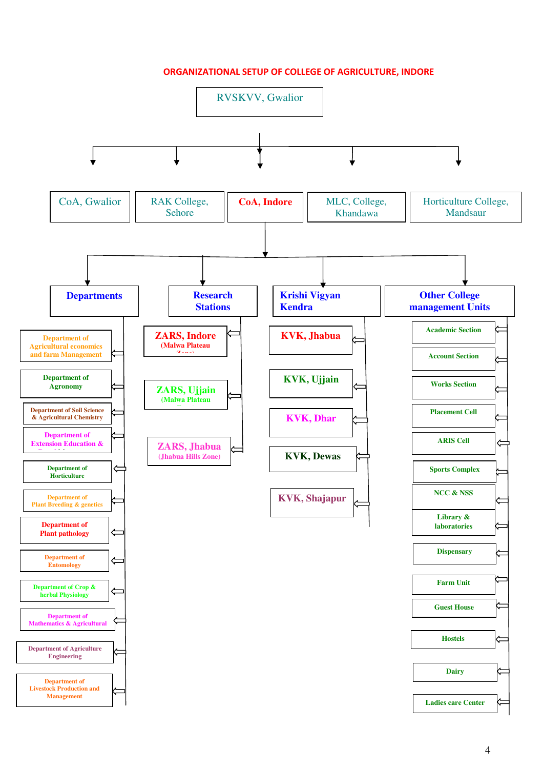# ORGANIZATIONAL SETUP OF COLLEGE OF AGRICULTURE, INDORE

**RVSKVV, Gwalior**

- CoA, Gwalior
- RAK College, Sehore
- **CoA, Indore**
- MLC, College, Khandawa
- Horticulture College, Mandsaur

**CoA, Indore**

## Departments

- Department of Agricultural economics and farm Management
- Department of Agronomy
- Department of Soil Science & Agricultural Chemistry
- Department of Extension Education & ...
- Department of Horticulture
- Department of Plant Breeding & genetics
- Department of Plant pathology
- Department of Entomology
- Department of Crop & herbal Physiology
- Department of Mathematics & Agricultural ...
- Department of Agriculture Engineering
- Department of Livestock Production and Management

## Research Stations

- ZARS, Indore (Malwa Plateau Zone)
- ZARS, Ujjain (Malwa Plateau ...)
- ZARS, Jhabua (Jhabua Hills Zone)

## Krishi Vigyan Kendra

- KVK, Jhabua
- KVK, Ujjain
- KVK, Dhar
- KVK, Dewas
- KVK, Shajapur

## Other College management Units

- Academic Section
- Account Section
- Works Section
- Placement Cell
- ARIS Cell
- Sports Complex
- NCC & NSS
- Library & laboratories
- Dispensary
- Farm Unit
- Guest House
- Hostels
- Dairy
- Ladies care Center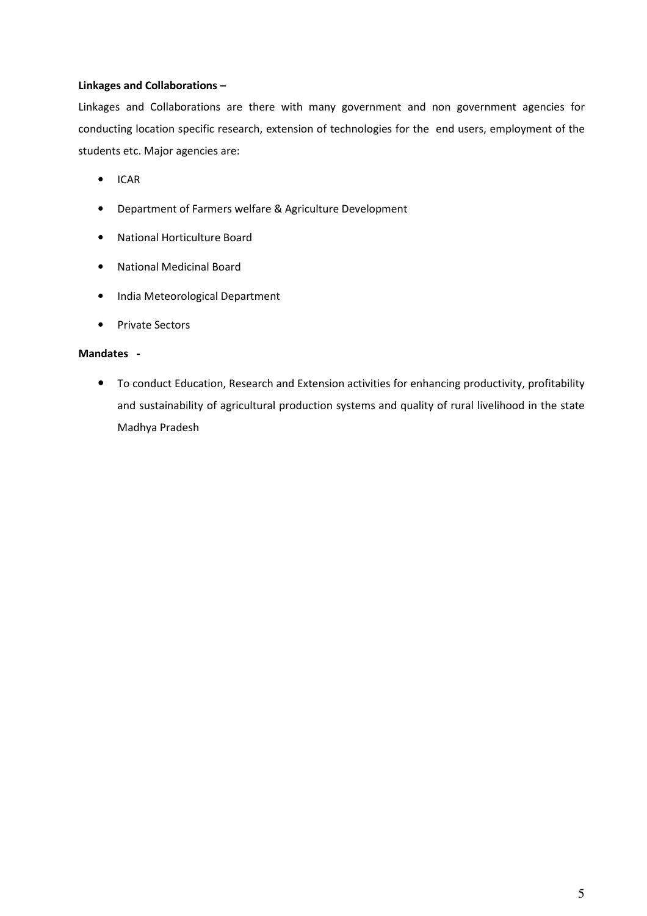**Linkages and Collaborations –**

Linkages and Collaborations are there with many government and non government agencies for conducting location specific research, extension of technologies for the end users, employment of the students etc. Major agencies are:

- ICAR
- Department of Farmers welfare & Agriculture Development
- National Horticulture Board
- National Medicinal Board
- India Meteorological Department
- Private Sectors

**Mandates -**

- To conduct Education, Research and Extension activities for enhancing productivity, profitability and sustainability of agricultural production systems and quality of rural livelihood in the state Madhya Pradesh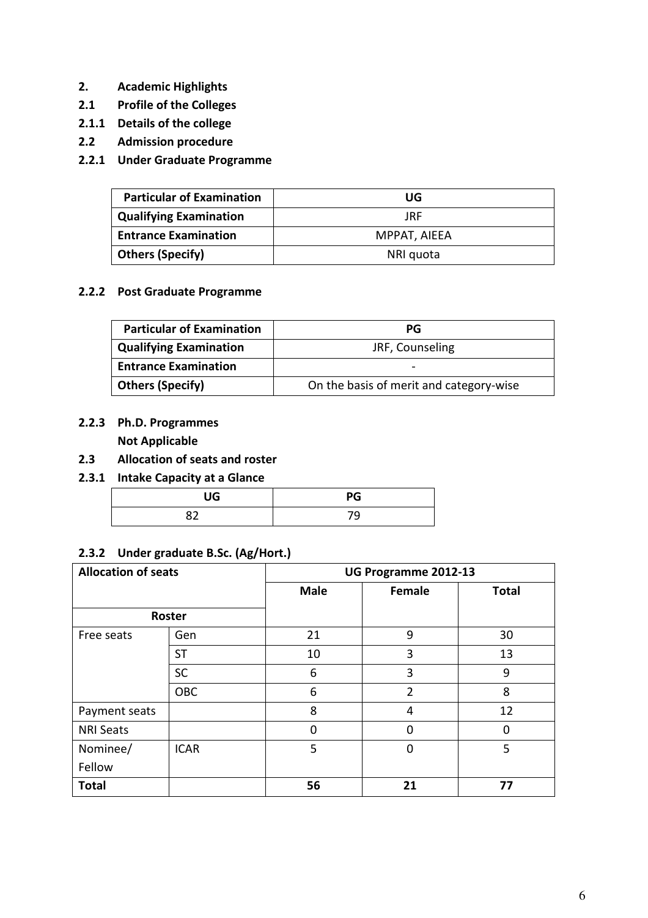**2. Academic Highlights**

**2.1 Profile of the Colleges**

**2.1.1 Details of the college**

**2.2 Admission procedure**

**2.2.1 Under Graduate Programme**

| Particular of Examination | UG |
|---|---|
| **Qualifying Examination** | JRF |
| **Entrance Examination** | MPPAT, AIEEA |
| **Others (Specify)** | NRI quota |

**2.2.2 Post Graduate Programme**

| Particular of Examination | PG |
|---|---|
| **Qualifying Examination** | JRF, Counseling |
| **Entrance Examination** | - |
| **Others (Specify)** | On the basis of merit and category-wise |

**2.2.3 Ph.D. Programmes**

**Not Applicable**

**2.3 Allocation of seats and roster**

**2.3.1 Intake Capacity at a Glance**

| UG | PG |
|---|---|
| 82 | 79 |

**2.3.2 Under graduate B.Sc. (Ag/Hort.)**

| Allocation of seats | | UG Programme 2012-13 | | |
|---|---|---|---|---|
| | | **Male** | **Female** | **Total** |
| **Roster** | | | | |
| Free seats | Gen | 21 | 9 | 30 |
| | ST | 10 | 3 | 13 |
| | SC | 6 | 3 | 9 |
| | OBC | 6 | 2 | 8 |
| Payment seats | | 8 | 4 | 12 |
| NRI Seats | | 0 | 0 | 0 |
| Nominee/ Fellow | ICAR | 5 | 0 | 5 |
| **Total** | | **56** | **21** | **77** |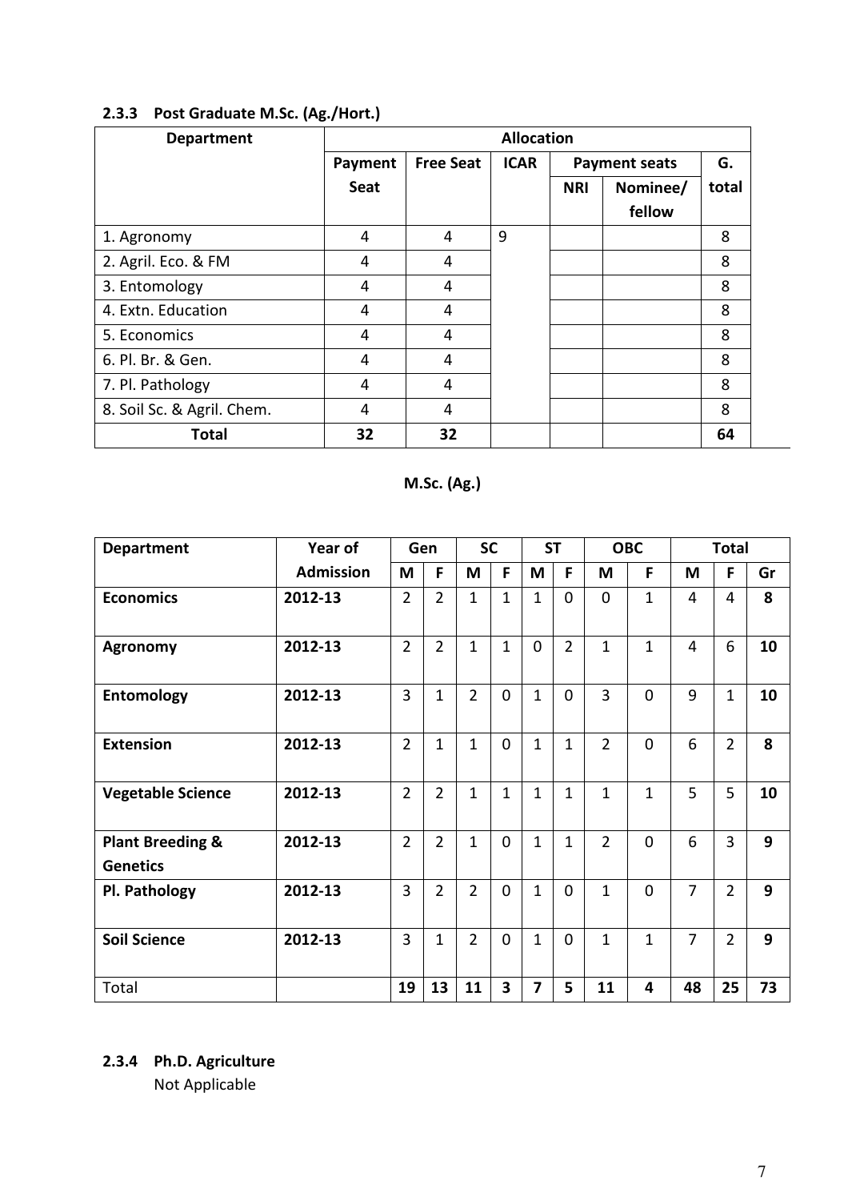### 2.3.3 Post Graduate M.Sc. (Ag./Hort.)

| Department | Allocation | | | | | |
|---|---|---|---|---|---|---|
| | Payment Seat | Free Seat | ICAR | Payment seats | | G. total |
| | | | | NRI | Nominee/ fellow | |
| 1. Agronomy | 4 | 4 | 9 | | | 8 |
| 2. Agril. Eco. & FM | 4 | 4 | | | | 8 |
| 3. Entomology | 4 | 4 | | | | 8 |
| 4. Extn. Education | 4 | 4 | | | | 8 |
| 5. Economics | 4 | 4 | | | | 8 |
| 6. Pl. Br. & Gen. | 4 | 4 | | | | 8 |
| 7. Pl. Pathology | 4 | 4 | | | | 8 |
| 8. Soil Sc. & Agril. Chem. | 4 | 4 | | | | 8 |
| **Total** | **32** | **32** | | | | **64** |

**M.Sc. (Ag.)**

| Department | Year of Admission | Gen | | SC | | ST | | OBC | | Total | | |
|---|---|---|---|---|---|---|---|---|---|---|---|---|
| | | M | F | M | F | M | F | M | F | M | F | Gr |
| **Economics** | **2012-13** | 2 | 2 | 1 | 1 | 1 | 0 | 0 | 1 | 4 | 4 | **8** |
| **Agronomy** | **2012-13** | 2 | 2 | 1 | 1 | 0 | 2 | 1 | 1 | 4 | 6 | **10** |
| **Entomology** | **2012-13** | 3 | 1 | 2 | 0 | 1 | 0 | 3 | 0 | 9 | 1 | **10** |
| **Extension** | **2012-13** | 2 | 1 | 1 | 0 | 1 | 1 | 2 | 0 | 6 | 2 | **8** |
| **Vegetable Science** | **2012-13** | 2 | 2 | 1 | 1 | 1 | 1 | 1 | 1 | 5 | 5 | **10** |
| **Plant Breeding & Genetics** | **2012-13** | 2 | 2 | 1 | 0 | 1 | 1 | 2 | 0 | 6 | 3 | **9** |
| **Pl. Pathology** | **2012-13** | 3 | 2 | 2 | 0 | 1 | 0 | 1 | 0 | 7 | 2 | **9** |
| **Soil Science** | **2012-13** | 3 | 1 | 2 | 0 | 1 | 0 | 1 | 1 | 7 | 2 | **9** |
| Total | | **19** | **13** | **11** | **3** | **7** | **5** | **11** | **4** | **48** | **25** | **73** |

### 2.3.4 Ph.D. Agriculture

Not Applicable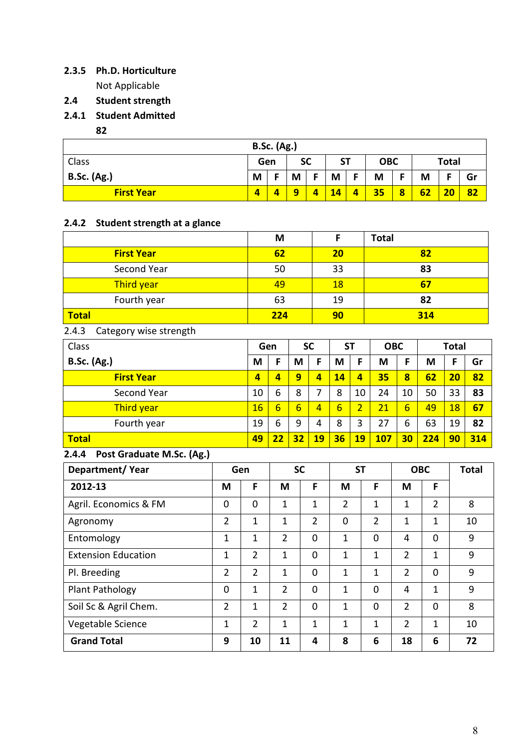### 2.3.5 Ph.D. Horticulture

Not Applicable

## 2.4 Student strength

### 2.4.1 Student Admitted

**82**

| B.Sc. (Ag.) | | | | | | | | | | | |
|---|---|---|---|---|---|---|---|---|---|---|---|
| Class | Gen | | SC | | ST | | OBC | | Total | | |
| **B.Sc. (Ag.)** | **M** | **F** | **M** | **F** | **M** | **F** | **M** | **F** | **M** | **F** | **Gr** |
| **First Year** | **4** | **4** | **9** | **4** | **14** | **4** | **35** | **8** | **62** | **20** | **82** |

### 2.4.2 Student strength at a glance

| | M | F | Total |
|---|---|---|---|
| **First Year** | **62** | **20** | **82** |
| Second Year | 50 | 33 | **83** |
| Third year | 49 | 18 | **67** |
| Fourth year | 63 | 19 | **82** |
| **Total** | **224** | **90** | **314** |

2.4.3 Category wise strength

| Class | Gen | | SC | | ST | | OBC | | Total | | |
|---|---|---|---|---|---|---|---|---|---|---|---|
| **B.Sc. (Ag.)** | **M** | **F** | **M** | **F** | **M** | **F** | **M** | **F** | **M** | **F** | **Gr** |
| **First Year** | **4** | **4** | **9** | **4** | **14** | **4** | **35** | **8** | **62** | **20** | **82** |
| Second Year | 10 | 6 | 8 | 7 | 8 | 10 | 24 | 10 | 50 | 33 | **83** |
| Third year | 16 | 6 | 6 | 4 | 6 | 2 | 21 | 6 | 49 | 18 | **67** |
| Fourth year | 19 | 6 | 9 | 4 | 8 | 3 | 27 | 6 | 63 | 19 | **82** |
| **Total** | **49** | **22** | **32** | **19** | **36** | **19** | **107** | **30** | **224** | **90** | **314** |

### 2.4.4 Post Graduate M.Sc. (Ag.)

| Department/ Year | Gen | | SC | | ST | | OBC | | Total |
|---|---|---|---|---|---|---|---|---|---|
| **2012-13** | **M** | **F** | **M** | **F** | **M** | **F** | **M** | **F** | |
| Agril. Economics & FM | 0 | 0 | 1 | 1 | 2 | 1 | 1 | 2 | 8 |
| Agronomy | 2 | 1 | 1 | 2 | 0 | 2 | 1 | 1 | 10 |
| Entomology | 1 | 1 | 2 | 0 | 1 | 0 | 4 | 0 | 9 |
| Extension Education | 1 | 2 | 1 | 0 | 1 | 1 | 2 | 1 | 9 |
| Pl. Breeding | 2 | 2 | 1 | 0 | 1 | 1 | 2 | 0 | 9 |
| Plant Pathology | 0 | 1 | 2 | 0 | 1 | 0 | 4 | 1 | 9 |
| Soil Sc & Agril Chem. | 2 | 1 | 2 | 0 | 1 | 0 | 2 | 0 | 8 |
| Vegetable Science | 1 | 2 | 1 | 1 | 1 | 1 | 2 | 1 | 10 |
| **Grand Total** | **9** | **10** | **11** | **4** | **8** | **6** | **18** | **6** | **72** |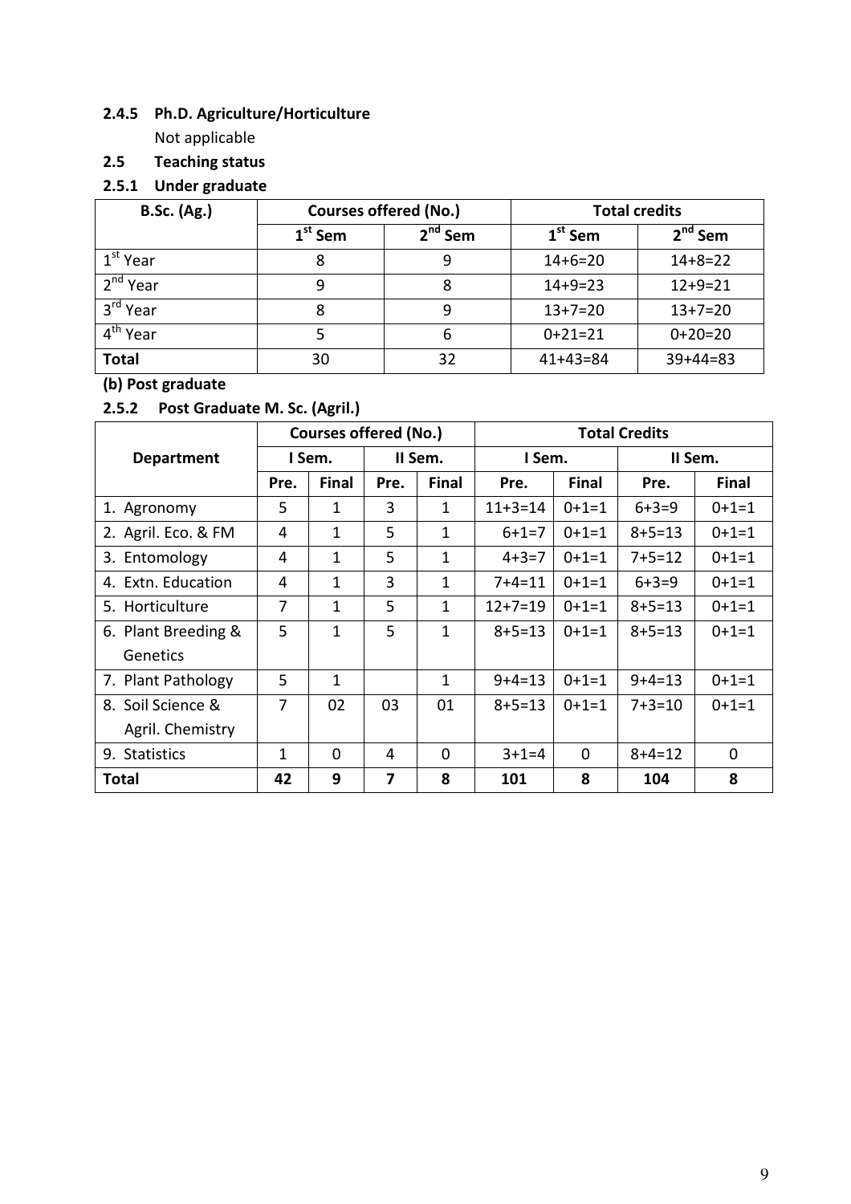### 2.4.5 Ph.D. Agriculture/Horticulture

Not applicable

## 2.5 Teaching status

### 2.5.1 Under graduate

| B.Sc. (Ag.) | Courses offered (No.) | | Total credits | |
|---|---|---|---|---|
| | 1st Sem | 2nd Sem | 1st Sem | 2nd Sem |
| 1st Year | 8 | 9 | 14+6=20 | 14+8=22 |
| 2nd Year | 9 | 8 | 14+9=23 | 12+9=21 |
| 3rd Year | 8 | 9 | 13+7=20 | 13+7=20 |
| 4th Year | 5 | 6 | 0+21=21 | 0+20=20 |
| **Total** | 30 | 32 | 41+43=84 | 39+44=83 |

**(b) Post graduate**

### 2.5.2 Post Graduate M. Sc. (Agril.)

| Department | Courses offered (No.) | | | | Total Credits | | | |
|---|---|---|---|---|---|---|---|---|
| | I Sem. | | II Sem. | | I Sem. | | II Sem. | |
| | Pre. | Final | Pre. | Final | Pre. | Final | Pre. | Final |
| 1. Agronomy | 5 | 1 | 3 | 1 | 11+3=14 | 0+1=1 | 6+3=9 | 0+1=1 |
| 2. Agril. Eco. & FM | 4 | 1 | 5 | 1 | 6+1=7 | 0+1=1 | 8+5=13 | 0+1=1 |
| 3. Entomology | 4 | 1 | 5 | 1 | 4+3=7 | 0+1=1 | 7+5=12 | 0+1=1 |
| 4. Extn. Education | 4 | 1 | 3 | 1 | 7+4=11 | 0+1=1 | 6+3=9 | 0+1=1 |
| 5. Horticulture | 7 | 1 | 5 | 1 | 12+7=19 | 0+1=1 | 8+5=13 | 0+1=1 |
| 6. Plant Breeding & Genetics | 5 | 1 | 5 | 1 | 8+5=13 | 0+1=1 | 8+5=13 | 0+1=1 |
| 7. Plant Pathology | 5 | 1 | | 1 | 9+4=13 | 0+1=1 | 9+4=13 | 0+1=1 |
| 8. Soil Science & Agril. Chemistry | 7 | 02 | 03 | 01 | 8+5=13 | 0+1=1 | 7+3=10 | 0+1=1 |
| 9. Statistics | 1 | 0 | 4 | 0 | 3+1=4 | 0 | 8+4=12 | 0 |
| **Total** | **42** | **9** | **7** | **8** | **101** | **8** | **104** | **8** |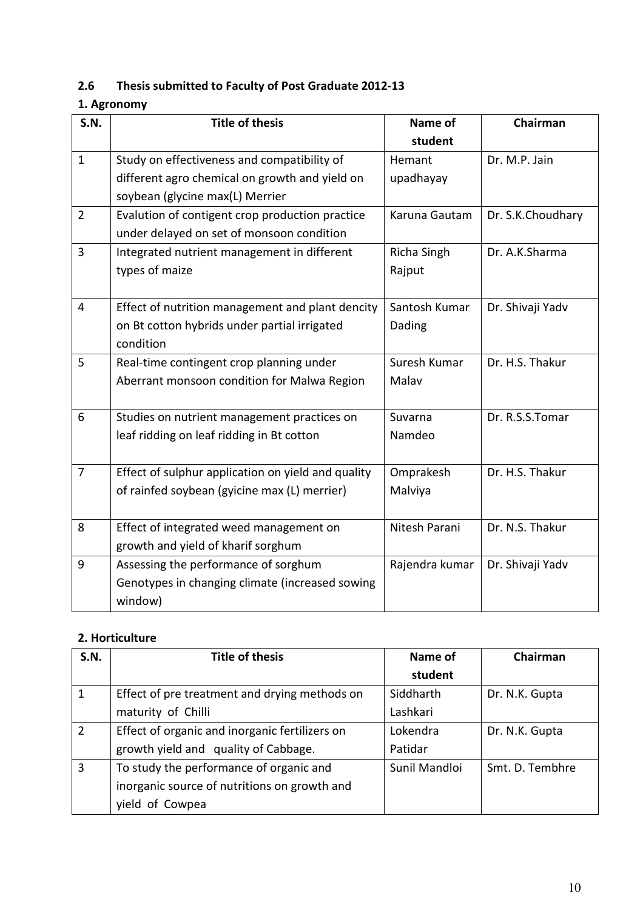## 2.6 Thesis submitted to Faculty of Post Graduate 2012-13

### 1. Agronomy

| S.N. | Title of thesis | Name of student | Chairman |
|---|---|---|---|
| 1 | Study on effectiveness and compatibility of different agro chemical on growth and yield on soybean (glycine max(L) Merrier | Hemant upadhayay | Dr. M.P. Jain |
| 2 | Evalution of contigent crop production practice under delayed on set of monsoon condition | Karuna Gautam | Dr. S.K.Choudhary |
| 3 | Integrated nutrient management in different types of maize | Richa Singh Rajput | Dr. A.K.Sharma |
| 4 | Effect of nutrition management and plant dencity on Bt cotton hybrids under partial irrigated condition | Santosh Kumar Dading | Dr. Shivaji Yadv |
| 5 | Real-time contingent crop planning under Aberrant monsoon condition for Malwa Region | Suresh Kumar Malav | Dr. H.S. Thakur |
| 6 | Studies on nutrient management practices on leaf ridding on leaf ridding in Bt cotton | Suvarna Namdeo | Dr. R.S.S.Tomar |
| 7 | Effect of sulphur application on yield and quality of rainfed soybean (gyicine max (L) merrier) | Omprakesh Malviya | Dr. H.S. Thakur |
| 8 | Effect of integrated weed management on growth and yield of kharif sorghum | Nitesh Parani | Dr. N.S. Thakur |
| 9 | Assessing the performance of sorghum Genotypes in changing climate (increased sowing window) | Rajendra kumar | Dr. Shivaji Yadv |

### 2. Horticulture

| S.N. | Title of thesis | Name of student | Chairman |
|---|---|---|---|
| 1 | Effect of pre treatment and drying methods on maturity of Chilli | Siddharth Lashkari | Dr. N.K. Gupta |
| 2 | Effect of organic and inorganic fertilizers on growth yield and quality of Cabbage. | Lokendra Patidar | Dr. N.K. Gupta |
| 3 | To study the performance of organic and inorganic source of nutritions on growth and yield of Cowpea | Sunil Mandloi | Smt. D. Tembhre |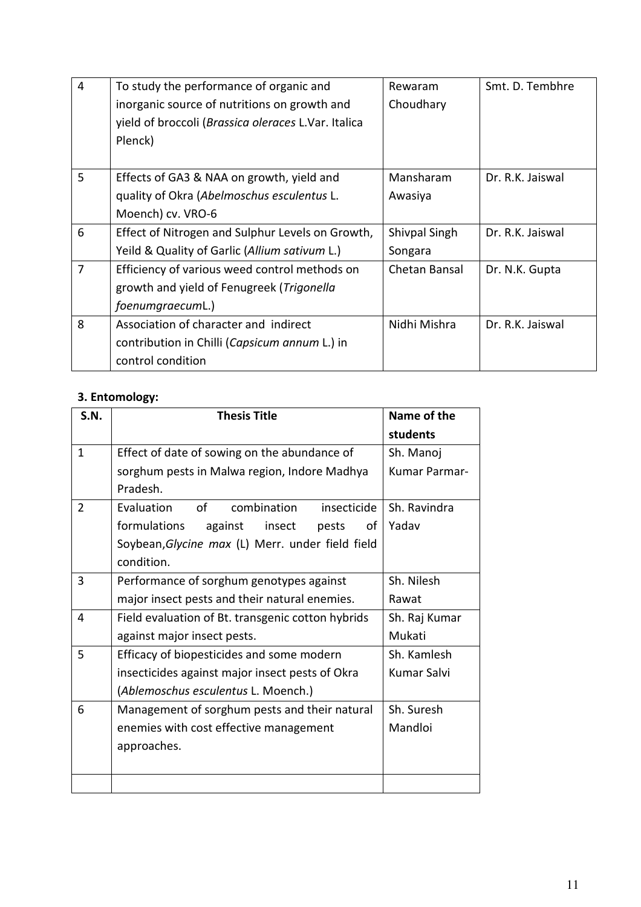| 4 | To study the performance of organic and inorganic source of nutritions on growth and yield of broccoli (*Brassica oleraces* L.Var. Italica Plenck) | Rewaram Choudhary | Smt. D. Tembhre |
|---|---|---|---|
| 5 | Effects of GA3 & NAA on growth, yield and quality of Okra (*Abelmoschus esculentus* L. Moench) cv. VRO-6 | Mansharam Awasiya | Dr. R.K. Jaiswal |
| 6 | Effect of Nitrogen and Sulphur Levels on Growth, Yeild & Quality of Garlic (*Allium sativum* L.) | Shivpal Singh Songara | Dr. R.K. Jaiswal |
| 7 | Efficiency of various weed control methods on growth and yield of Fenugreek (*Trigonella foenumgraecum*L.) | Chetan Bansal | Dr. N.K. Gupta |
| 8 | Association of character and indirect contribution in Chilli (*Capsicum annum* L.) in control condition | Nidhi Mishra | Dr. R.K. Jaiswal |

**3. Entomology:**

| S.N. | Thesis Title | Name of the students |
|---|---|---|
| 1 | Effect of date of sowing on the abundance of sorghum pests in Malwa region, Indore Madhya Pradesh. | Sh. Manoj Kumar Parmar- |
| 2 | Evaluation of combination insecticide formulations against insect pests of Soybean,*Glycine max* (L) Merr. under field field condition. | Sh. Ravindra Yadav |
| 3 | Performance of sorghum genotypes against major insect pests and their natural enemies. | Sh. Nilesh Rawat |
| 4 | Field evaluation of Bt. transgenic cotton hybrids against major insect pests. | Sh. Raj Kumar Mukati |
| 5 | Efficacy of biopesticides and some modern insecticides against major insect pests of Okra (*Ablemoschus esculentus* L. Moench.) | Sh. Kamlesh Kumar Salvi |
| 6 | Management of sorghum pests and their natural enemies with cost effective management approaches. | Sh. Suresh Mandloi |
| | | |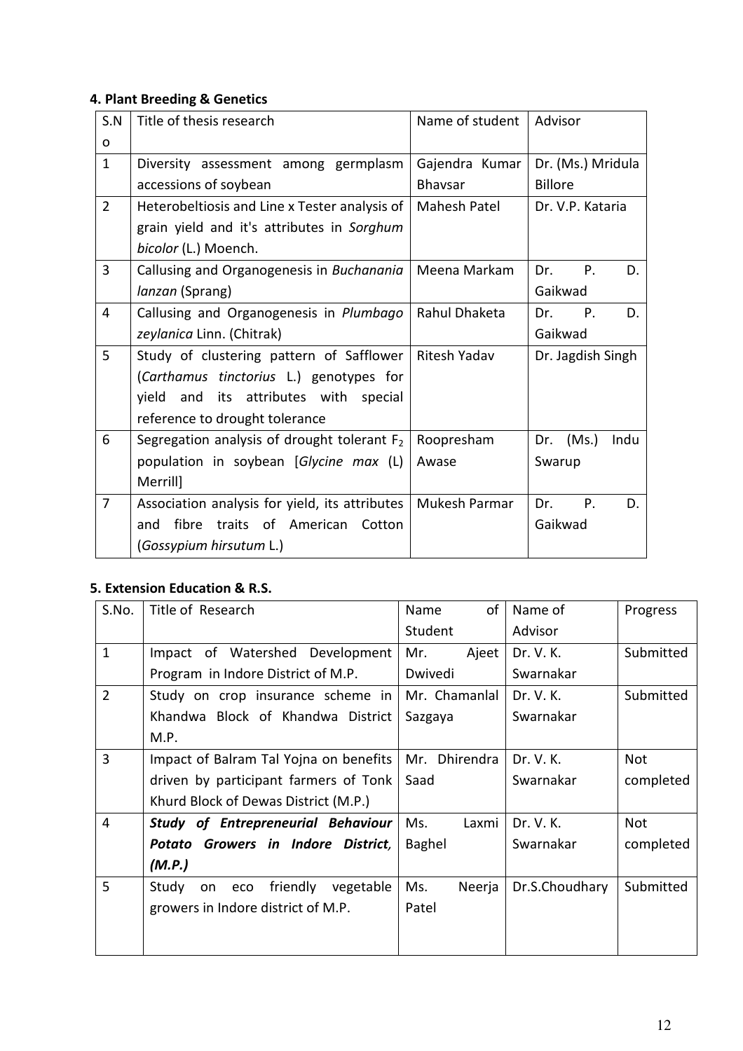**4. Plant Breeding & Genetics**

| S.No | Title of thesis research | Name of student | Advisor |
|---|---|---|---|
| 1 | Diversity assessment among germplasm accessions of soybean | Gajendra Kumar Bhavsar | Dr. (Ms.) Mridula Billore |
| 2 | Heterobeltiosis and Line x Tester analysis of grain yield and it's attributes in *Sorghum bicolor* (L.) Moench. | Mahesh Patel | Dr. V.P. Kataria |
| 3 | Callusing and Organogenesis in *Buchanania lanzan* (Sprang) | Meena Markam | Dr. P. D. Gaikwad |
| 4 | Callusing and Organogenesis in *Plumbago zeylanica* Linn. (Chitrak) | Rahul Dhaketa | Dr. P. D. Gaikwad |
| 5 | Study of clustering pattern of Safflower (*Carthamus tinctorius* L.) genotypes for yield and its attributes with special reference to drought tolerance | Ritesh Yadav | Dr. Jagdish Singh |
| 6 | Segregation analysis of drought tolerant $F_2$ population in soybean [*Glycine max* (L) Merrill] | Roopresham Awase | Dr. (Ms.) Indu Swarup |
| 7 | Association analysis for yield, its attributes and fibre traits of American Cotton (*Gossypium hirsutum* L.) | Mukesh Parmar | Dr. P. D. Gaikwad |

**5. Extension Education & R.S.**

| S.No. | Title of Research | Name of Student | Name of Advisor | Progress |
|---|---|---|---|---|
| 1 | Impact of Watershed Development Program in Indore District of M.P. | Mr. Ajeet Dwivedi | Dr. V. K. Swarnakar | Submitted |
| 2 | Study on crop insurance scheme in Khandwa Block of Khandwa District M.P. | Mr. Chamanlal Sazgaya | Dr. V. K. Swarnakar | Submitted |
| 3 | Impact of Balram Tal Yojna on benefits driven by participant farmers of Tonk Khurd Block of Dewas District (M.P.) | Mr. Dhirendra Saad | Dr. V. K. Swarnakar | Not completed |
| 4 | ***Study of Entrepreneurial Behaviour Potato Growers in Indore District, (M.P.)*** | Ms. Laxmi Baghel | Dr. V. K. Swarnakar | Not completed |
| 5 | Study on eco friendly vegetable growers in Indore district of M.P. | Ms. Neerja Patel | Dr.S.Choudhary | Submitted |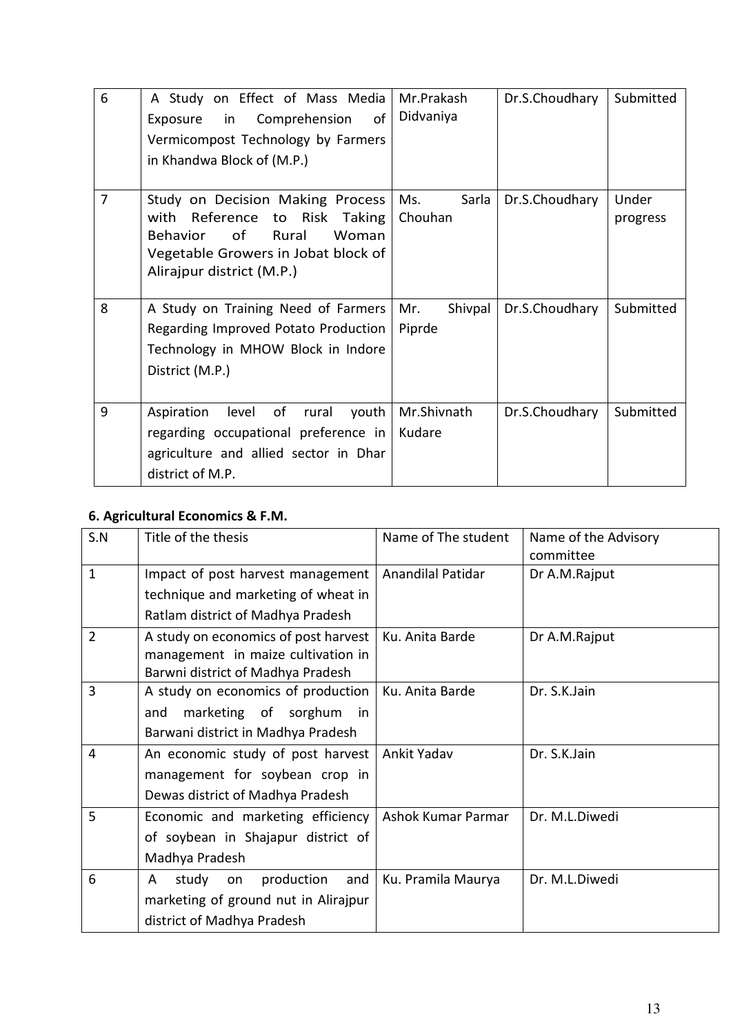| 6 | A Study on Effect of Mass Media Exposure in Comprehension of Vermicompost Technology by Farmers in Khandwa Block of (M.P.) | Mr.Prakash Didvaniya | Dr.S.Choudhary | Submitted |
|---|---|---|---|---|
| 7 | Study on Decision Making Process with Reference to Risk Taking Behavior of Rural Woman Vegetable Growers in Jobat block of Alirajpur district (M.P.) | Ms. Sarla Chouhan | Dr.S.Choudhary | Under progress |
| 8 | A Study on Training Need of Farmers Regarding Improved Potato Production Technology in MHOW Block in Indore District (M.P.) | Mr. Shivpal Piprde | Dr.S.Choudhary | Submitted |
| 9 | Aspiration level of rural youth regarding occupational preference in agriculture and allied sector in Dhar district of M.P. | Mr.Shivnath Kudare | Dr.S.Choudhary | Submitted |

### 6. Agricultural Economics & F.M.

| S.N | Title of the thesis | Name of The student | Name of the Advisory committee |
|---|---|---|---|
| 1 | Impact of post harvest management technique and marketing of wheat in Ratlam district of Madhya Pradesh | Anandilal Patidar | Dr A.M.Rajput |
| 2 | A study on economics of post harvest management in maize cultivation in Barwni district of Madhya Pradesh | Ku. Anita Barde | Dr A.M.Rajput |
| 3 | A study on economics of production and marketing of sorghum in Barwani district in Madhya Pradesh | Ku. Anita Barde | Dr. S.K.Jain |
| 4 | An economic study of post harvest management for soybean crop in Dewas district of Madhya Pradesh | Ankit Yadav | Dr. S.K.Jain |
| 5 | Economic and marketing efficiency of soybean in Shajapur district of Madhya Pradesh | Ashok Kumar Parmar | Dr. M.L.Diwedi |
| 6 | A study on production and marketing of ground nut in Alirajpur district of Madhya Pradesh | Ku. Pramila Maurya | Dr. M.L.Diwedi |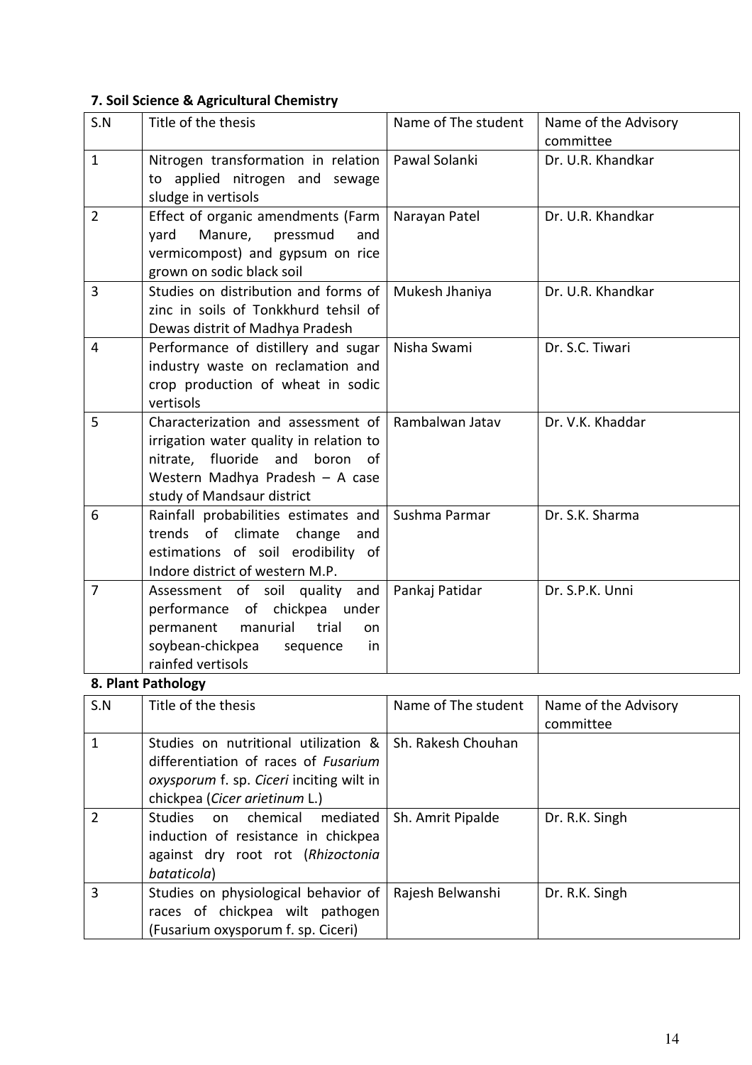**7. Soil Science & Agricultural Chemistry**

| S.N | Title of the thesis | Name of The student | Name of the Advisory committee |
|---|---|---|---|
| 1 | Nitrogen transformation in relation to applied nitrogen and sewage sludge in vertisols | Pawal Solanki | Dr. U.R. Khandkar |
| 2 | Effect of organic amendments (Farm yard Manure, pressmud and vermicompost) and gypsum on rice grown on sodic black soil | Narayan Patel | Dr. U.R. Khandkar |
| 3 | Studies on distribution and forms of zinc in soils of Tonkkhurd tehsil of Dewas distrit of Madhya Pradesh | Mukesh Jhaniya | Dr. U.R. Khandkar |
| 4 | Performance of distillery and sugar industry waste on reclamation and crop production of wheat in sodic vertisols | Nisha Swami | Dr. S.C. Tiwari |
| 5 | Characterization and assessment of irrigation water quality in relation to nitrate, fluoride and boron of Western Madhya Pradesh – A case study of Mandsaur district | Rambalwan Jatav | Dr. V.K. Khaddar |
| 6 | Rainfall probabilities estimates and trends of climate change and estimations of soil erodibility of Indore district of western M.P. | Sushma Parmar | Dr. S.K. Sharma |
| 7 | Assessment of soil quality and performance of chickpea under permanent manurial trial on soybean-chickpea sequence in rainfed vertisols | Pankaj Patidar | Dr. S.P.K. Unni |

**8. Plant Pathology**

| S.N | Title of the thesis | Name of The student | Name of the Advisory committee |
|---|---|---|---|
| 1 | Studies on nutritional utilization & differentiation of races of *Fusarium oxysporum* f. sp. *Ciceri* inciting wilt in chickpea (*Cicer arietinum* L.) | Sh. Rakesh Chouhan | |
| 2 | Studies on chemical mediated induction of resistance in chickpea against dry root rot (*Rhizoctonia bataticola*) | Sh. Amrit Pipalde | Dr. R.K. Singh |
| 3 | Studies on physiological behavior of races of chickpea wilt pathogen (Fusarium oxysporum f. sp. Ciceri) | Rajesh Belwanshi | Dr. R.K. Singh |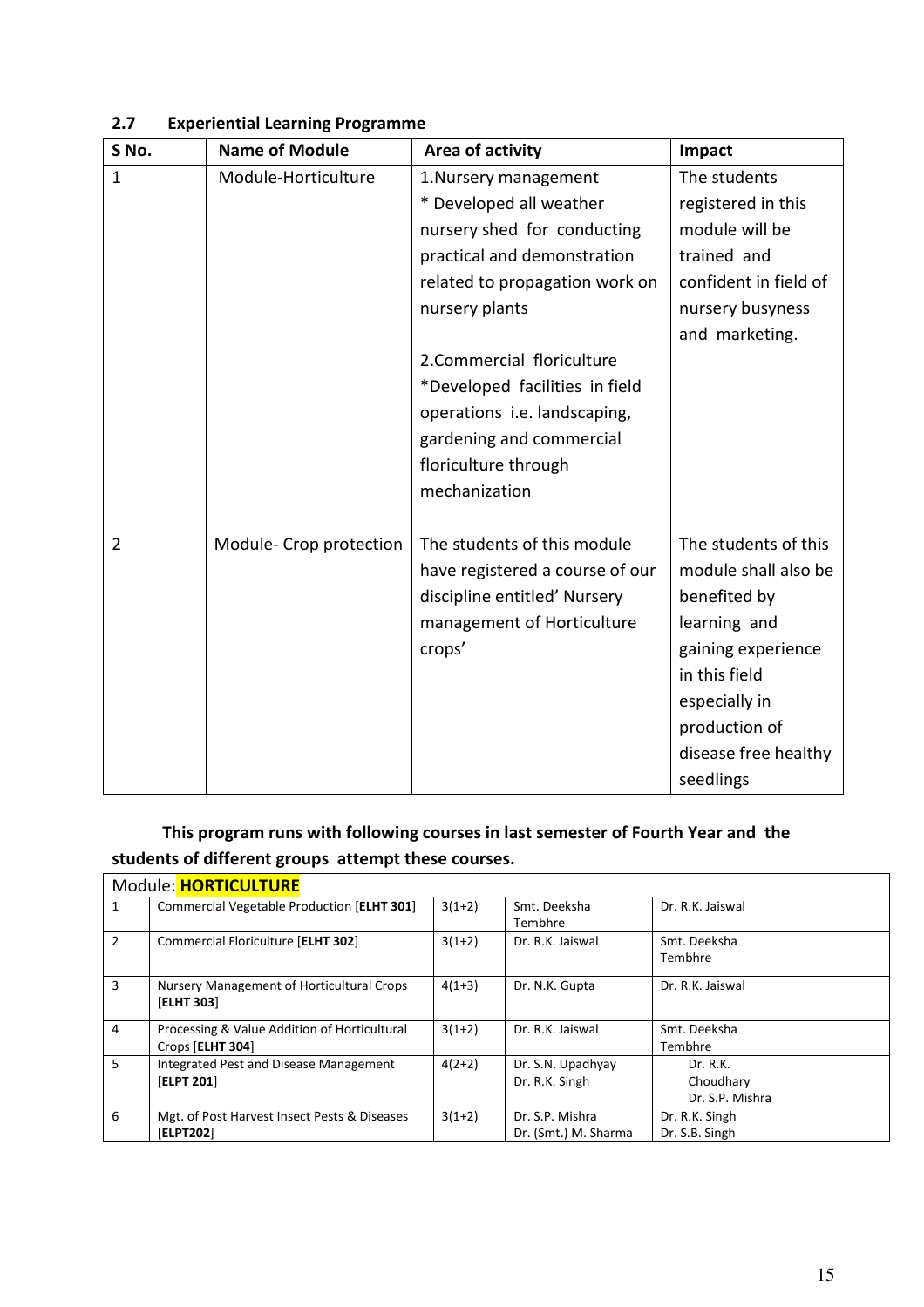## 2.7 Experiential Learning Programme

| S No. | Name of Module | Area of activity | Impact |
|---|---|---|---|
| 1 | Module-Horticulture | 1.Nursery management<br>* Developed all weather nursery shed for conducting practical and demonstration related to propagation work on nursery plants<br><br>2.Commercial floriculture<br>*Developed facilities in field operations i.e. landscaping, gardening and commercial floriculture through mechanization | The students registered in this module will be trained and confident in field of nursery busyness and marketing. |
| 2 | Module- Crop protection | The students of this module have registered a course of our discipline entitled' Nursery management of Horticulture crops' | The students of this module shall also be benefited by learning and gaining experience in this field especially in production of disease free healthy seedlings |

**This program runs with following courses in last semester of Fourth Year and the students of different groups attempt these courses.**

| Module: **HORTICULTURE** | | | | | |
|---|---|---|---|---|---|
| 1 | Commercial Vegetable Production [**ELHT 301**] | 3(1+2) | Smt. Deeksha Tembhre | Dr. R.K. Jaiswal | |
| 2 | Commercial Floriculture [**ELHT 302**] | 3(1+2) | Dr. R.K. Jaiswal | Smt. Deeksha Tembhre | |
| 3 | Nursery Management of Horticultural Crops [**ELHT 303**] | 4(1+3) | Dr. N.K. Gupta | Dr. R.K. Jaiswal | |
| 4 | Processing & Value Addition of Horticultural Crops [**ELHT 304**] | 3(1+2) | Dr. R.K. Jaiswal | Smt. Deeksha Tembhre | |
| 5 | Integrated Pest and Disease Management [**ELPT 201**] | 4(2+2) | Dr. S.N. Upadhyay<br>Dr. R.K. Singh | Dr. R.K. Choudhary<br>Dr. S.P. Mishra | |
| 6 | Mgt. of Post Harvest Insect Pests & Diseases [**ELPT202**] | 3(1+2) | Dr. S.P. Mishra<br>Dr. (Smt.) M. Sharma | Dr. R.K. Singh<br>Dr. S.B. Singh | |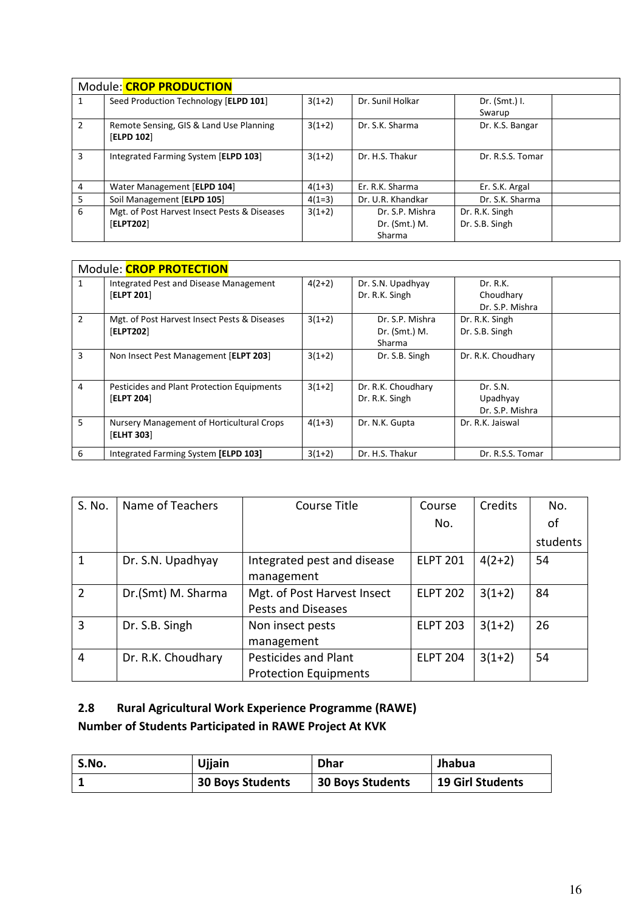| Module: **CROP PRODUCTION** | | | | | |
|---|---|---|---|---|---|
| 1 | Seed Production Technology [**ELPD 101**] | 3(1+2) | Dr. Sunil Holkar | Dr. (Smt.) I. Swarup | |
| 2 | Remote Sensing, GIS & Land Use Planning [**ELPD 102**] | 3(1+2) | Dr. S.K. Sharma | Dr. K.S. Bangar | |
| 3 | Integrated Farming System [**ELPD 103**] | 3(1+2) | Dr. H.S. Thakur | Dr. R.S.S. Tomar | |
| 4 | Water Management [**ELPD 104**] | 4(1+3) | Er. R.K. Sharma | Er. S.K. Argal | |
| 5 | Soil Management [**ELPD 105**] | 4(1=3) | Dr. U.R. Khandkar | Dr. S.K. Sharma | |
| 6 | Mgt. of Post Harvest Insect Pests & Diseases [**ELPT202**] | 3(1+2) | Dr. S.P. Mishra<br>Dr. (Smt.) M. Sharma | Dr. R.K. Singh<br>Dr. S.B. Singh | |

| Module: **CROP PROTECTION** | | | | | |
|---|---|---|---|---|---|
| 1 | Integrated Pest and Disease Management [**ELPT 201**] | 4(2+2) | Dr. S.N. Upadhyay<br>Dr. R.K. Singh | Dr. R.K. Choudhary<br>Dr. S.P. Mishra | |
| 2 | Mgt. of Post Harvest Insect Pests & Diseases [**ELPT202**] | 3(1+2) | Dr. S.P. Mishra<br>Dr. (Smt.) M. Sharma | Dr. R.K. Singh<br>Dr. S.B. Singh | |
| 3 | Non Insect Pest Management [**ELPT 203**] | 3(1+2) | Dr. S.B. Singh | Dr. R.K. Choudhary | |
| 4 | Pesticides and Plant Protection Equipments [**ELPT 204**] | 3(1+2] | Dr. R.K. Choudhary<br>Dr. R.K. Singh | Dr. S.N. Upadhyay<br>Dr. S.P. Mishra | |
| 5 | Nursery Management of Horticultural Crops [**ELHT 303**] | 4(1+3) | Dr. N.K. Gupta | Dr. R.K. Jaiswal | |
| 6 | Integrated Farming System [**ELPD 103**] | 3(1+2) | Dr. H.S. Thakur | Dr. R.S.S. Tomar | |

| S. No. | Name of Teachers | Course Title | Course No. | Credits | No. of students |
|---|---|---|---|---|---|
| 1 | Dr. S.N. Upadhyay | Integrated pest and disease management | ELPT 201 | 4(2+2) | 54 |
| 2 | Dr.(Smt) M. Sharma | Mgt. of Post Harvest Insect Pests and Diseases | ELPT 202 | 3(1+2) | 84 |
| 3 | Dr. S.B. Singh | Non insect pests management | ELPT 203 | 3(1+2) | 26 |
| 4 | Dr. R.K. Choudhary | Pesticides and Plant Protection Equipments | ELPT 204 | 3(1+2) | 54 |

## 2.8 Rural Agricultural Work Experience Programme (RAWE)

**Number of Students Participated in RAWE Project At KVK**

| S.No. | Ujjain | Dhar | Jhabua |
|---|---|---|---|
| **1** | **30 Boys Students** | **30 Boys Students** | **19 Girl Students** |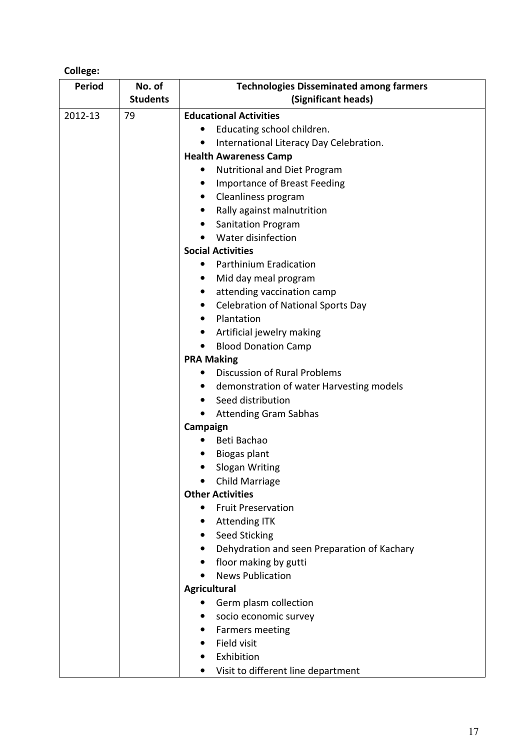**College:**

| Period | No. of Students | Technologies Disseminated among farmers (Significant heads) |
|---|---|---|
| 2012-13 | 79 | **Educational Activities**<br>• Educating school children.<br>• International Literacy Day Celebration.<br>**Health Awareness Camp**<br>• Nutritional and Diet Program<br>• Importance of Breast Feeding<br>• Cleanliness program<br>• Rally against malnutrition<br>• Sanitation Program<br>• Water disinfection<br>**Social Activities**<br>• Parthinium Eradication<br>• Mid day meal program<br>• attending vaccination camp<br>• Celebration of National Sports Day<br>• Plantation<br>• Artificial jewelry making<br>• Blood Donation Camp<br>**PRA Making**<br>• Discussion of Rural Problems<br>• demonstration of water Harvesting models<br>• Seed distribution<br>• Attending Gram Sabhas<br>**Campaign**<br>• Beti Bachao<br>• Biogas plant<br>• Slogan Writing<br>• Child Marriage<br>**Other Activities**<br>• Fruit Preservation<br>• Attending ITK<br>• Seed Sticking<br>• Dehydration and seen Preparation of Kachary<br>• floor making by gutti<br>• News Publication<br>**Agricultural**<br>• Germ plasm collection<br>• socio economic survey<br>• Farmers meeting<br>• Field visit<br>• Exhibition<br>• Visit to different line department |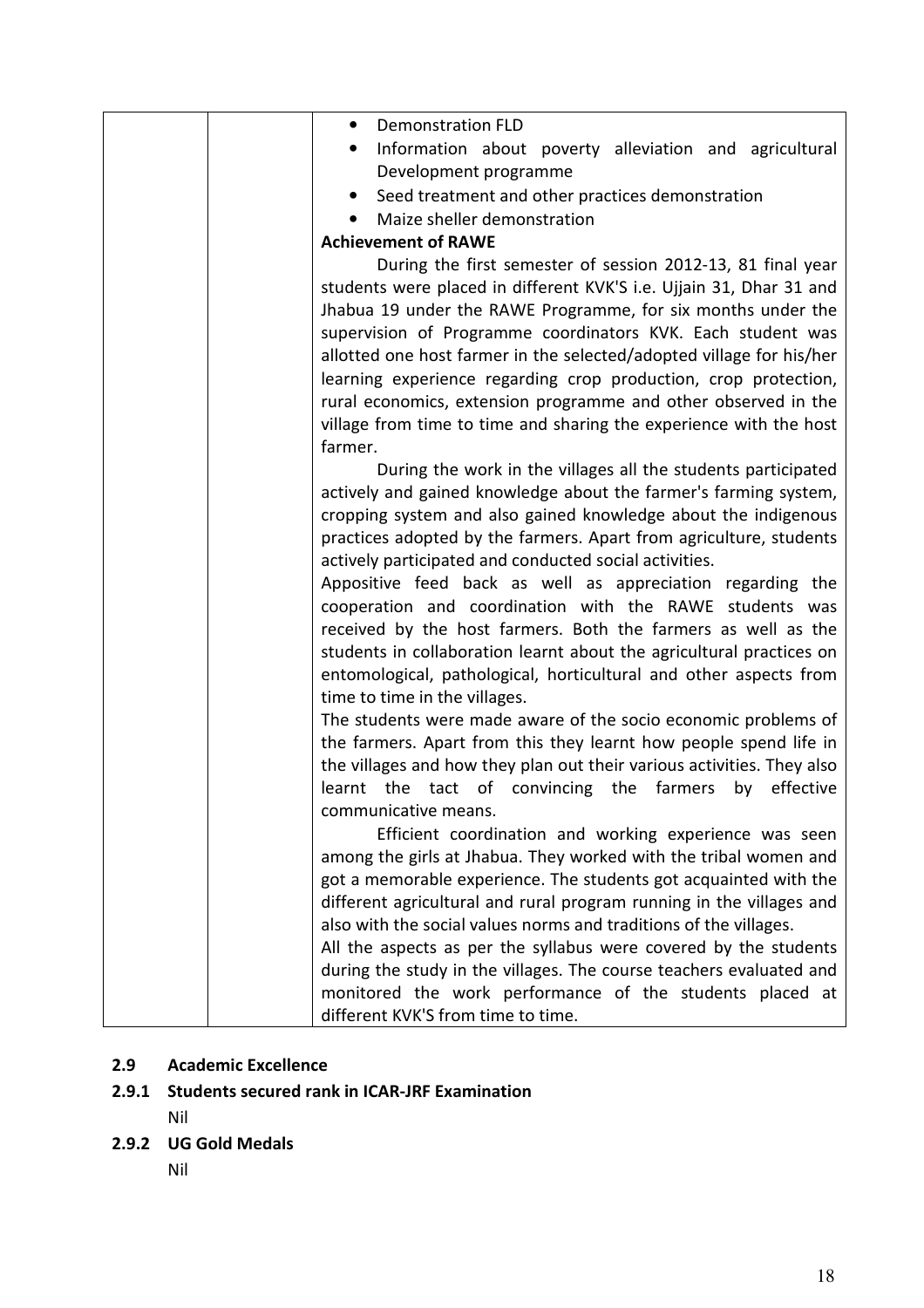| | | • Demonstration FLD<br>• Information about poverty alleviation and agricultural Development programme<br>• Seed treatment and other practices demonstration<br>• Maize sheller demonstration<br>**Achievement of RAWE**<br>During the first semester of session 2012-13, 81 final year students were placed in different KVK'S i.e. Ujjain 31, Dhar 31 and Jhabua 19 under the RAWE Programme, for six months under the supervision of Programme coordinators KVK. Each student was allotted one host farmer in the selected/adopted village for his/her learning experience regarding crop production, crop protection, rural economics, extension programme and other observed in the village from time to time and sharing the experience with the host farmer.<br>During the work in the villages all the students participated actively and gained knowledge about the farmer's farming system, cropping system and also gained knowledge about the indigenous practices adopted by the farmers. Apart from agriculture, students actively participated and conducted social activities.<br>Appositive feed back as well as appreciation regarding the cooperation and coordination with the RAWE students was received by the host farmers. Both the farmers as well as the students in collaboration learnt about the agricultural practices on entomological, pathological, horticultural and other aspects from time to time in the villages.<br>The students were made aware of the socio economic problems of the farmers. Apart from this they learnt how people spend life in the villages and how they plan out their various activities. They also learnt the tact of convincing the farmers by effective communicative means.<br>Efficient coordination and working experience was seen among the girls at Jhabua. They worked with the tribal women and got a memorable experience. The students got acquainted with the different agricultural and rural program running in the villages and also with the social values norms and traditions of the villages.<br>All the aspects as per the syllabus were covered by the students during the study in the villages. The course teachers evaluated and monitored the work performance of the students placed at different KVK'S from time to time. |
|---|---|---|

## 2.9 Academic Excellence

### 2.9.1 Students secured rank in ICAR-JRF Examination

Nil

### 2.9.2 UG Gold Medals

Nil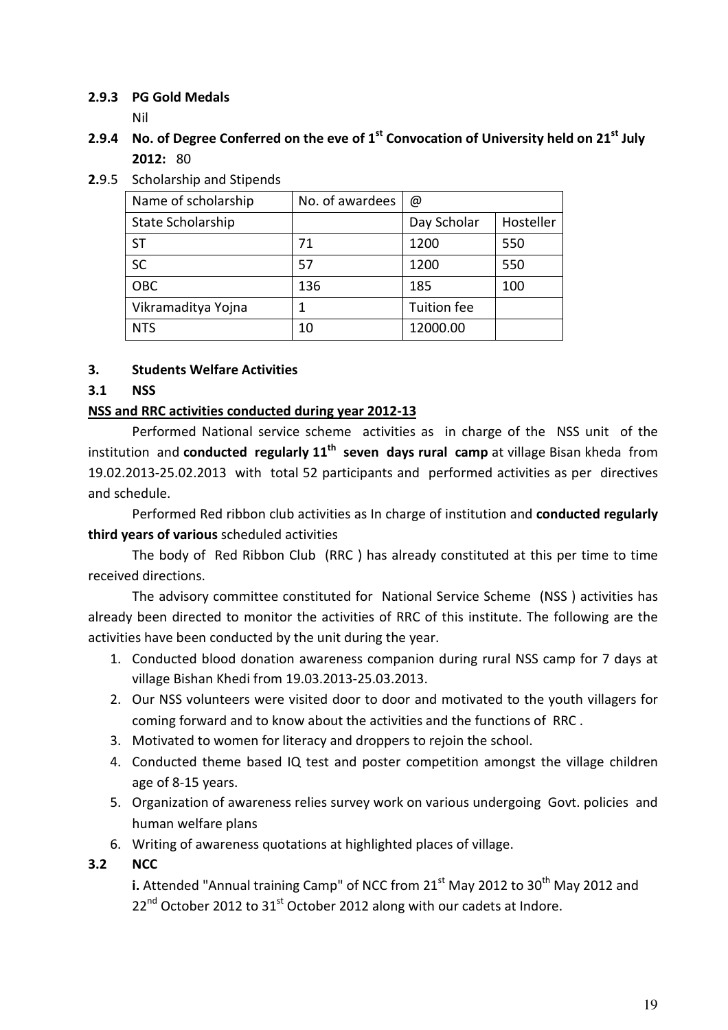### 2.9.3 PG Gold Medals

Nil

### 2.9.4 No. of Degree Conferred on the eve of 1st Convocation of University held on 21st July 2012: 80

**2.**9.5 Scholarship and Stipends

| Name of scholarship | No. of awardees | @ | |
|---|---|---|---|
| State Scholarship | | Day Scholar | Hosteller |
| ST | 71 | 1200 | 550 |
| SC | 57 | 1200 | 550 |
| OBC | 136 | 185 | 100 |
| Vikramaditya Yojna | 1 | Tuition fee | |
| NTS | 10 | 12000.00 | |

### 3. Students Welfare Activities

### 3.1 NSS

**<u>NSS and RRC activities conducted during year 2012-13</u>**

Performed National service scheme activities as in charge of the NSS unit of the institution and **conducted regularly 11th seven days rural camp** at village Bisan kheda from 19.02.2013-25.02.2013 with total 52 participants and performed activities as per directives and schedule.

Performed Red ribbon club activities as In charge of institution and **conducted regularly third years of various** scheduled activities

The body of Red Ribbon Club (RRC ) has already constituted at this per time to time received directions.

The advisory committee constituted for National Service Scheme (NSS ) activities has already been directed to monitor the activities of RRC of this institute. The following are the activities have been conducted by the unit during the year.

1. Conducted blood donation awareness companion during rural NSS camp for 7 days at village Bishan Khedi from 19.03.2013-25.03.2013.
2. Our NSS volunteers were visited door to door and motivated to the youth villagers for coming forward and to know about the activities and the functions of RRC .
3. Motivated to women for literacy and droppers to rejoin the school.
4. Conducted theme based IQ test and poster competition amongst the village children age of 8-15 years.
5. Organization of awareness relies survey work on various undergoing Govt. policies and human welfare plans
6. Writing of awareness quotations at highlighted places of village.

### 3.2 NCC

**i.** Attended "Annual training Camp" of NCC from 21st May 2012 to 30th May 2012 and 22nd October 2012 to 31st October 2012 along with our cadets at Indore.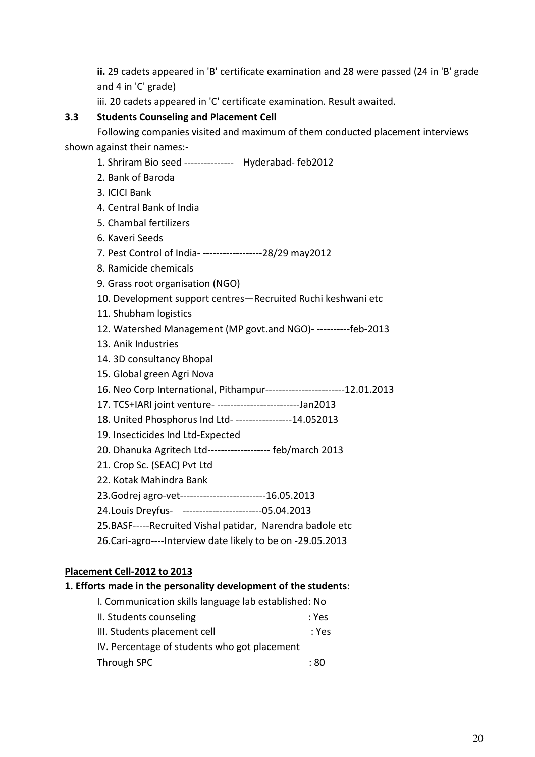**ii.** 29 cadets appeared in 'B' certificate examination and 28 were passed (24 in 'B' grade and 4 in 'C' grade)

iii. 20 cadets appeared in 'C' certificate examination. Result awaited.

### 3.3 Students Counseling and Placement Cell

Following companies visited and maximum of them conducted placement interviews shown against their names:-

1. Shriram Bio seed --------------- Hyderabad- feb2012
2. Bank of Baroda
3. ICICI Bank
4. Central Bank of India
5. Chambal fertilizers
6. Kaveri Seeds
7. Pest Control of India- ------------------28/29 may2012
8. Ramicide chemicals
9. Grass root organisation (NGO)
10. Development support centres—Recruited Ruchi keshwani etc
11. Shubham logistics
12. Watershed Management (MP govt.and NGO)- ----------feb-2013
13. Anik Industries
14. 3D consultancy Bhopal
15. Global green Agri Nova
16. Neo Corp International, Pithampur------------------------12.01.2013
17. TCS+IARI joint venture- -------------------------Jan2013
18. United Phosphorus Ind Ltd- -----------------14.052013
19. Insecticides Ind Ltd-Expected
20. Dhanuka Agritech Ltd------------------- feb/march 2013
21. Crop Sc. (SEAC) Pvt Ltd
22. Kotak Mahindra Bank
23. Godrej agro-vet--------------------------16.05.2013
24. Louis Dreyfus- ------------------------05.04.2013
25. BASF-----Recruited Vishal patidar, Narendra badole etc
26. Cari-agro----Interview date likely to be on -29.05.2013

**Placement Cell-2012 to 2013**

**1. Efforts made in the personality development of the students**:

I. Communication skills language lab established: No

II. Students counseling : Yes

III. Students placement cell : Yes

IV. Percentage of students who got placement Through SPC : 80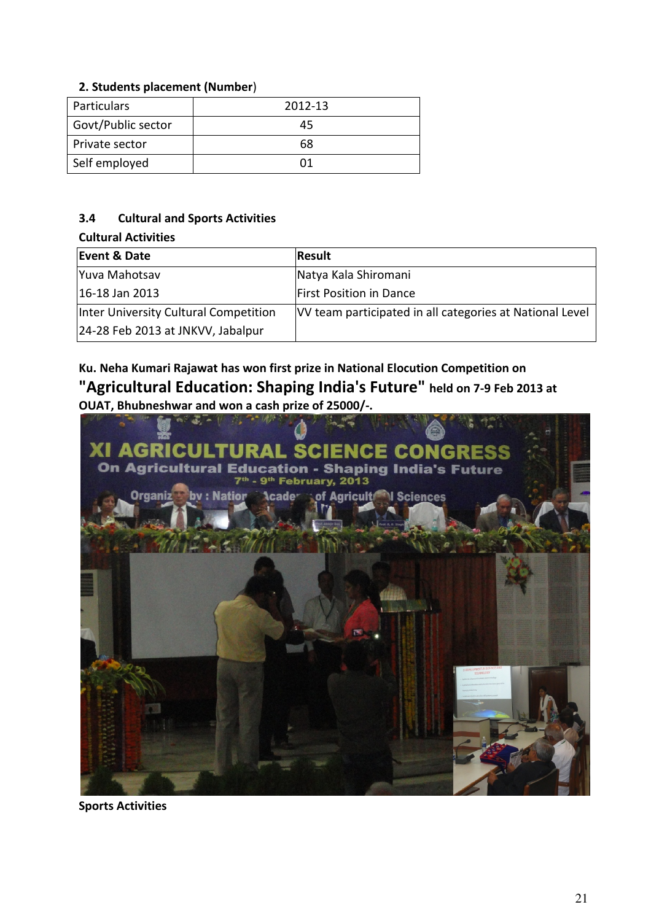**2. Students placement (Number)**

| Particulars | 2012-13 |
|---|---|
| Govt/Public sector | 45 |
| Private sector | 68 |
| Self employed | 01 |

### 3.4 Cultural and Sports Activities

**Cultural Activities**

| Event & Date | Result |
|---|---|
| Yuva Mahotsav<br>16-18 Jan 2013 | Natya Kala Shiromani<br>First Position in Dance |
| Inter University Cultural Competition<br>24-28 Feb 2013 at JNKVV, Jabalpur | VV team participated in all categories at National Level |

**Ku. Neha Kumari Rajawat has won first prize in National Elocution Competition on "Agricultural Education: Shaping India's Future" held on 7-9 Feb 2013 at OUAT, Bhubneshwar and won a cash prize of 25000/-.**

**Sports Activities**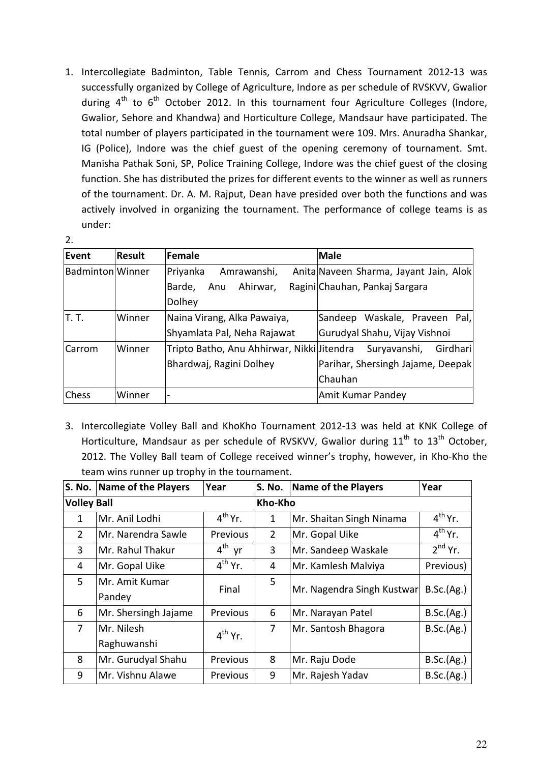1. Intercollegiate Badminton, Table Tennis, Carrom and Chess Tournament 2012-13 was successfully organized by College of Agriculture, Indore as per schedule of RVSKVV, Gwalior during 4th to 6th October 2012. In this tournament four Agriculture Colleges (Indore, Gwalior, Sehore and Khandwa) and Horticulture College, Mandsaur have participated. The total number of players participated in the tournament were 109. Mrs. Anuradha Shankar, IG (Police), Indore was the chief guest of the opening ceremony of tournament. Smt. Manisha Pathak Soni, SP, Police Training College, Indore was the chief guest of the closing function. She has distributed the prizes for different events to the winner as well as runners of the tournament. Dr. A. M. Rajput, Dean have presided over both the functions and was actively involved in organizing the tournament. The performance of college teams is as under:

2.

| Event | Result | Female | Male |
|---|---|---|---|
| Badminton | Winner | Priyanka Amrawanshi, Anita Barde, Anu Ahirwar, Ragini Dolhey | Naveen Sharma, Jayant Jain, Alok Chauhan, Pankaj Sargara |
| T. T. | Winner | Naina Virang, Alka Pawaiya, Shyamlata Pal, Neha Rajawat | Sandeep Waskale, Praveen Pal, Gurudyal Shahu, Vijay Vishnoi |
| Carrom | Winner | Tripto Batho, Anu Ahhirwar, Nikki Bhardwaj, Ragini Dolhey | Jitendra Suryavanshi, Girdhari Parihar, Shersingh Jajame, Deepak Chauhan |
| Chess | Winner | - | Amit Kumar Pandey |

3. Intercollegiate Volley Ball and KhoKho Tournament 2012-13 was held at KNK College of Horticulture, Mandsaur as per schedule of RVSKVV, Gwalior during 11th to 13th October, 2012. The Volley Ball team of College received winner's trophy, however, in Kho-Kho the team wins runner up trophy in the tournament.

| S. No. | Name of the Players | Year | S. No. | Name of the Players | Year |
|---|---|---|---|---|---|
| **Volley Ball** | | | **Kho-Kho** | | |
| 1 | Mr. Anil Lodhi | 4th Yr. | 1 | Mr. Shaitan Singh Ninama | 4th Yr. |
| 2 | Mr. Narendra Sawle | Previous | 2 | Mr. Gopal Uike | 4th Yr. |
| 3 | Mr. Rahul Thakur | 4th yr | 3 | Mr. Sandeep Waskale | 2nd Yr. |
| 4 | Mr. Gopal Uike | 4th Yr. | 4 | Mr. Kamlesh Malviya | Previous) |
| 5 | Mr. Amit Kumar Pandey | Final | 5 | Mr. Nagendra Singh Kustwar | B.Sc.(Ag.) |
| 6 | Mr. Shersingh Jajame | Previous | 6 | Mr. Narayan Patel | B.Sc.(Ag.) |
| 7 | Mr. Nilesh Raghuwanshi | 4th Yr. | 7 | Mr. Santosh Bhagora | B.Sc.(Ag.) |
| 8 | Mr. Gurudyal Shahu | Previous | 8 | Mr. Raju Dode | B.Sc.(Ag.) |
| 9 | Mr. Vishnu Alawe | Previous | 9 | Mr. Rajesh Yadav | B.Sc.(Ag.) |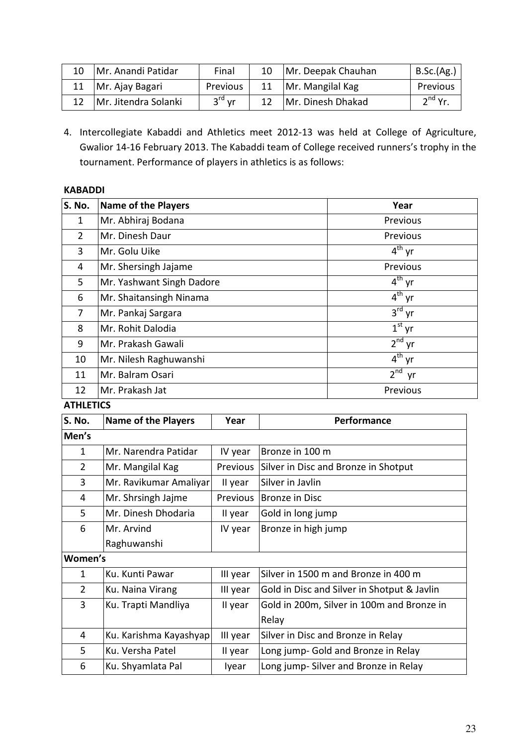| 10 | Mr. Anandi Patidar | Final | 10 | Mr. Deepak Chauhan | B.Sc.(Ag.) |
|---|---|---|---|---|---|
| 11 | Mr. Ajay Bagari | Previous | 11 | Mr. Mangilal Kag | Previous |
| 12 | Mr. Jitendra Solanki | 3rd yr | 12 | Mr. Dinesh Dhakad | 2nd Yr. |

4. Intercollegiate Kabaddi and Athletics meet 2012-13 was held at College of Agriculture, Gwalior 14-16 February 2013. The Kabaddi team of College received runners's trophy in the tournament. Performance of players in athletics is as follows:

**KABADDI**

| S. No. | Name of the Players | Year |
|---|---|---|
| 1 | Mr. Abhiraj Bodana | Previous |
| 2 | Mr. Dinesh Daur | Previous |
| 3 | Mr. Golu Uike | 4th yr |
| 4 | Mr. Shersingh Jajame | Previous |
| 5 | Mr. Yashwant Singh Dadore | 4th yr |
| 6 | Mr. Shaitansingh Ninama | 4th yr |
| 7 | Mr. Pankaj Sargara | 3rd yr |
| 8 | Mr. Rohit Dalodia | 1st yr |
| 9 | Mr. Prakash Gawali | 2nd yr |
| 10 | Mr. Nilesh Raghuwanshi | 4th yr |
| 11 | Mr. Balram Osari | 2nd yr |
| 12 | Mr. Prakash Jat | Previous |

**ATHLETICS**

| S. No. | Name of the Players | Year | Performance |
|---|---|---|---|
| **Men's** | | | |
| 1 | Mr. Narendra Patidar | IV year | Bronze in 100 m |
| 2 | Mr. Mangilal Kag | Previous | Silver in Disc and Bronze in Shotput |
| 3 | Mr. Ravikumar Amaliyar | II year | Silver in Javlin |
| 4 | Mr. Shrsingh Jajme | Previous | Bronze in Disc |
| 5 | Mr. Dinesh Dhodaria | II year | Gold in long jump |
| 6 | Mr. Arvind Raghuwanshi | IV year | Bronze in high jump |
| **Women's** | | | |
| 1 | Ku. Kunti Pawar | III year | Silver in 1500 m and Bronze in 400 m |
| 2 | Ku. Naina Virang | III year | Gold in Disc and Silver in Shotput & Javlin |
| 3 | Ku. Trapti Mandliya | II year | Gold in 200m, Silver in 100m and Bronze in Relay |
| 4 | Ku. Karishma Kayashyap | III year | Silver in Disc and Bronze in Relay |
| 5 | Ku. Versha Patel | II year | Long jump- Gold and Bronze in Relay |
| 6 | Ku. Shyamlata Pal | Iyear | Long jump- Silver and Bronze in Relay |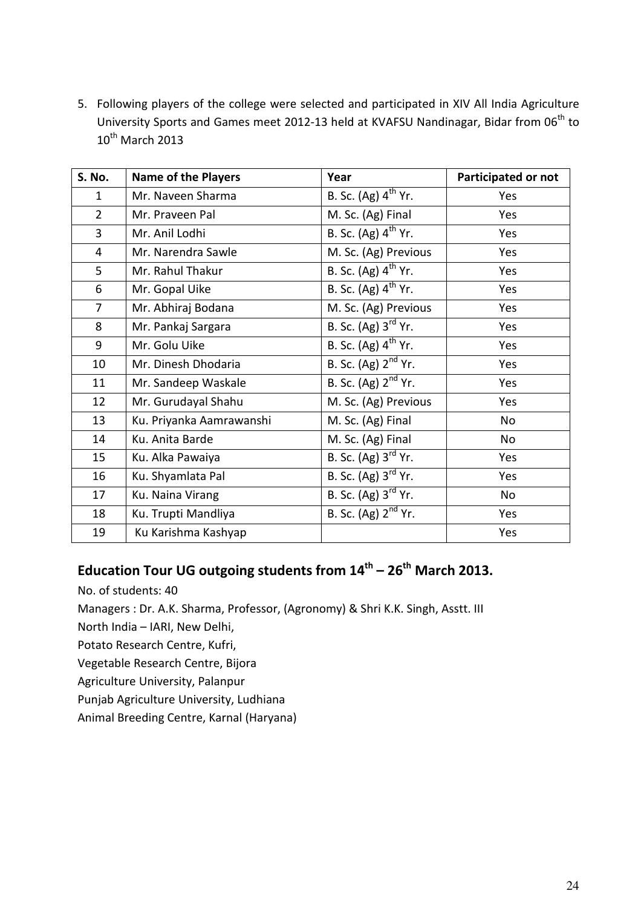5. Following players of the college were selected and participated in XIV All India Agriculture University Sports and Games meet 2012-13 held at KVAFSU Nandinagar, Bidar from 06th to 10th March 2013

| S. No. | Name of the Players | Year | Participated or not |
|---|---|---|---|
| 1 | Mr. Naveen Sharma | B. Sc. (Ag) 4th Yr. | Yes |
| 2 | Mr. Praveen Pal | M. Sc. (Ag) Final | Yes |
| 3 | Mr. Anil Lodhi | B. Sc. (Ag) 4th Yr. | Yes |
| 4 | Mr. Narendra Sawle | M. Sc. (Ag) Previous | Yes |
| 5 | Mr. Rahul Thakur | B. Sc. (Ag) 4th Yr. | Yes |
| 6 | Mr. Gopal Uike | B. Sc. (Ag) 4th Yr. | Yes |
| 7 | Mr. Abhiraj Bodana | M. Sc. (Ag) Previous | Yes |
| 8 | Mr. Pankaj Sargara | B. Sc. (Ag) 3rd Yr. | Yes |
| 9 | Mr. Golu Uike | B. Sc. (Ag) 4th Yr. | Yes |
| 10 | Mr. Dinesh Dhodaria | B. Sc. (Ag) 2nd Yr. | Yes |
| 11 | Mr. Sandeep Waskale | B. Sc. (Ag) 2nd Yr. | Yes |
| 12 | Mr. Gurudayal Shahu | M. Sc. (Ag) Previous | Yes |
| 13 | Ku. Priyanka Aamrawanshi | M. Sc. (Ag) Final | No |
| 14 | Ku. Anita Barde | M. Sc. (Ag) Final | No |
| 15 | Ku. Alka Pawaiya | B. Sc. (Ag) 3rd Yr. | Yes |
| 16 | Ku. Shyamlata Pal | B. Sc. (Ag) 3rd Yr. | Yes |
| 17 | Ku. Naina Virang | B. Sc. (Ag) 3rd Yr. | No |
| 18 | Ku. Trupti Mandliya | B. Sc. (Ag) 2nd Yr. | Yes |
| 19 | Ku Karishma Kashyap | | Yes |

## Education Tour UG outgoing students from 14th – 26th March 2013.

No. of students: 40

Managers : Dr. A.K. Sharma, Professor, (Agronomy) & Shri K.K. Singh, Asstt. III

North India – IARI, New Delhi,

Potato Research Centre, Kufri,

Vegetable Research Centre, Bijora

Agriculture University, Palanpur

Punjab Agriculture University, Ludhiana

Animal Breeding Centre, Karnal (Haryana)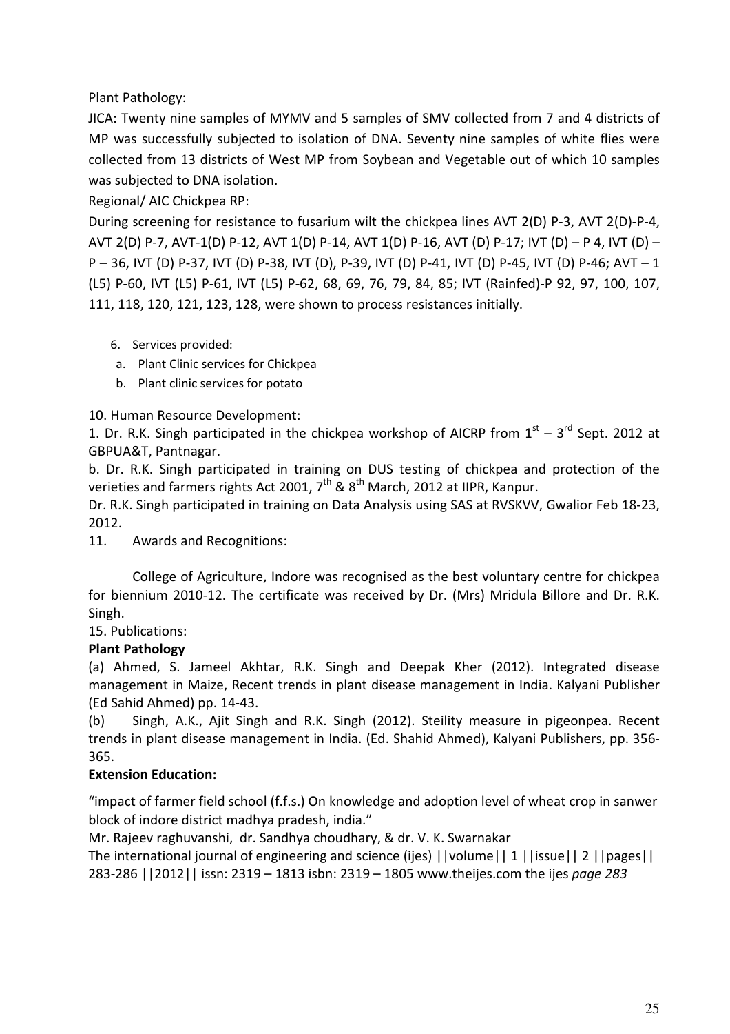Plant Pathology:

JICA: Twenty nine samples of MYMV and 5 samples of SMV collected from 7 and 4 districts of MP was successfully subjected to isolation of DNA. Seventy nine samples of white flies were collected from 13 districts of West MP from Soybean and Vegetable out of which 10 samples was subjected to DNA isolation.

Regional/ AIC Chickpea RP:

During screening for resistance to fusarium wilt the chickpea lines AVT 2(D) P-3, AVT 2(D)-P-4, AVT 2(D) P-7, AVT-1(D) P-12, AVT 1(D) P-14, AVT 1(D) P-16, AVT (D) P-17; IVT (D) – P 4, IVT (D) – P – 36, IVT (D) P-37, IVT (D) P-38, IVT (D), P-39, IVT (D) P-41, IVT (D) P-45, IVT (D) P-46; AVT – 1 (L5) P-60, IVT (L5) P-61, IVT (L5) P-62, 68, 69, 76, 79, 84, 85; IVT (Rainfed)-P 92, 97, 100, 107, 111, 118, 120, 121, 123, 128, were shown to process resistances initially.

6. Services provided:
   a. Plant Clinic services for Chickpea
   b. Plant clinic services for potato

10. Human Resource Development:

1. Dr. R.K. Singh participated in the chickpea workshop of AICRP from 1st – 3rd Sept. 2012 at GBPUA&T, Pantnagar.

b. Dr. R.K. Singh participated in training on DUS testing of chickpea and protection of the verieties and farmers rights Act 2001, 7th & 8th March, 2012 at IIPR, Kanpur.

Dr. R.K. Singh participated in training on Data Analysis using SAS at RVSKVV, Gwalior Feb 18-23, 2012.

11. Awards and Recognitions:

College of Agriculture, Indore was recognised as the best voluntary centre for chickpea for biennium 2010-12. The certificate was received by Dr. (Mrs) Mridula Billore and Dr. R.K. Singh.

15. Publications:

**Plant Pathology**

(a) Ahmed, S. Jameel Akhtar, R.K. Singh and Deepak Kher (2012). Integrated disease management in Maize, Recent trends in plant disease management in India. Kalyani Publisher (Ed Sahid Ahmed) pp. 14-43.

(b) Singh, A.K., Ajit Singh and R.K. Singh (2012). Steility measure in pigeonpea. Recent trends in plant disease management in India. (Ed. Shahid Ahmed), Kalyani Publishers, pp. 356-365.

**Extension Education:**

"impact of farmer field school (f.f.s.) On knowledge and adoption level of wheat crop in sanwer block of indore district madhya pradesh, india."

Mr. Rajeev raghuvanshi, dr. Sandhya choudhary, & dr. V. K. Swarnakar

The international journal of engineering and science (ijes) ||volume|| 1 ||issue|| 2 ||pages|| 283-286 ||2012|| issn: 2319 – 1813 isbn: 2319 – 1805 www.theijes.com the ijes *page 283*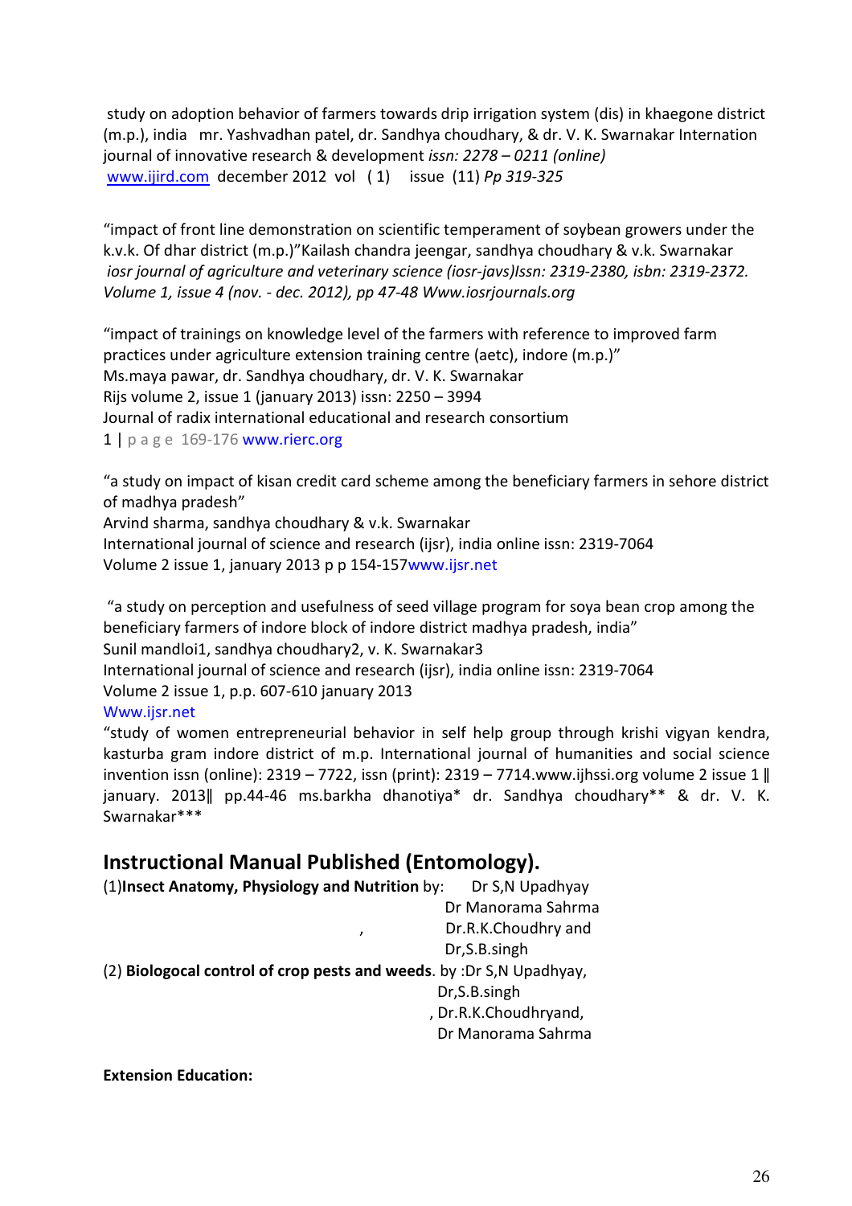study on adoption behavior of farmers towards drip irrigation system (dis) in khaegone district (m.p.), india mr. Yashvadhan patel, dr. Sandhya choudhary, & dr. V. K. Swarnakar International journal of innovative research & development *issn: 2278 – 0211 (online)* www.ijird.com december 2012 vol ( 1) issue (11) *Pp 319-325*

"impact of front line demonstration on scientific temperament of soybean growers under the k.v.k. Of dhar district (m.p.)"Kailash chandra jeengar, sandhya choudhary & v.k. Swarnakar *iosr journal of agriculture and veterinary science (iosr-javs)Issn: 2319-2380, isbn: 2319-2372. Volume 1, issue 4 (nov. - dec. 2012), pp 47-48 Www.iosrjournals.org*

"impact of trainings on knowledge level of the farmers with reference to improved farm practices under agriculture extension training centre (aetc), indore (m.p.)"
Ms.maya pawar, dr. Sandhya choudhary, dr. V. K. Swarnakar
Rijs volume 2, issue 1 (january 2013) issn: 2250 – 3994
Journal of radix international educational and research consortium
1 | p a g e 169-176 www.rierc.org

"a study on impact of kisan credit card scheme among the beneficiary farmers in sehore district of madhya pradesh"
Arvind sharma, sandhya choudhary & v.k. Swarnakar
International journal of science and research (ijsr), india online issn: 2319-7064
Volume 2 issue 1, january 2013 p p 154-157www.ijsr.net

"a study on perception and usefulness of seed village program for soya bean crop among the beneficiary farmers of indore block of indore district madhya pradesh, india"
Sunil mandloi1, sandhya choudhary2, v. K. Swarnakar3
International journal of science and research (ijsr), india online issn: 2319-7064
Volume 2 issue 1, p.p. 607-610 january 2013
Www.ijsr.net
"study of women entrepreneurial behavior in self help group through krishi vigyan kendra, kasturba gram indore district of m.p. International journal of humanities and social science invention issn (online): 2319 – 7722, issn (print): 2319 – 7714.www.ijhssi.org volume 2 issue 1 ‖ january. 2013‖ pp.44-46 ms.barkha dhanotiya* dr. Sandhya choudhary** & dr. V. K. Swarnakar***

## Instructional Manual Published (Entomology).

(1)**Insect Anatomy, Physiology and Nutrition** by: Dr S,N Upadhyay
Dr Manorama Sahrma
, Dr.R.K.Choudhry and
Dr,S.B.singh

(2) **Biologocal control of crop pests and weeds**. by :Dr S,N Upadhyay,
Dr,S.B.singh
, Dr.R.K.Choudhryand,
Dr Manorama Sahrma

**Extension Education:**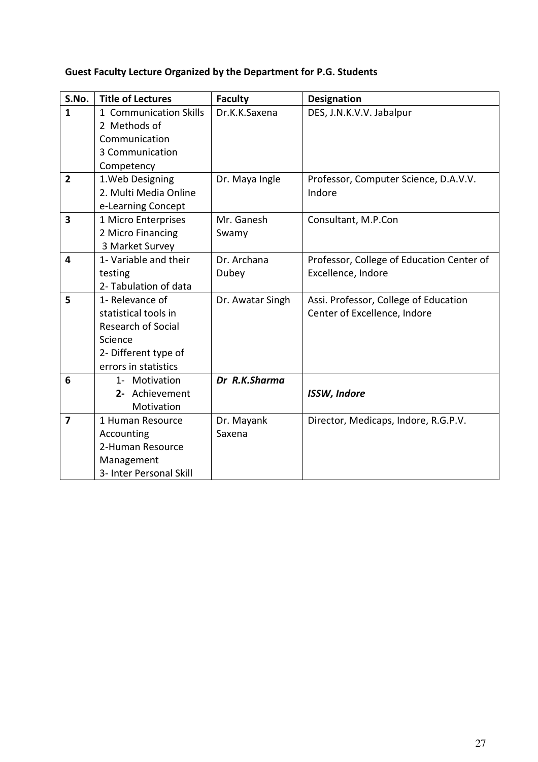**Guest Faculty Lecture Organized by the Department for P.G. Students**

| S.No. | Title of Lectures | Faculty | Designation |
|---|---|---|---|
| **1** | 1 Communication Skills<br>2 Methods of Communication<br>3 Communication Competency | Dr.K.K.Saxena | DES, J.N.K.V.V. Jabalpur |
| **2** | 1.Web Designing<br>2. Multi Media Online e-Learning Concept | Dr. Maya Ingle | Professor, Computer Science, D.A.V.V. Indore |
| **3** | 1 Micro Enterprises<br>2 Micro Financing<br>3 Market Survey | Mr. Ganesh Swamy | Consultant, M.P.Con |
| **4** | 1- Variable and their testing<br>2- Tabulation of data | Dr. Archana Dubey | Professor, College of Education Center of Excellence, Indore |
| **5** | 1- Relevance of statistical tools in Research of Social Science<br>2- Different type of errors in statistics | Dr. Awatar Singh | Assi. Professor, College of Education Center of Excellence, Indore |
| **6** | 1- Motivation<br>**2-** Achievement Motivation | ***Dr R.K.Sharma*** | ***ISSW, Indore*** |
| **7** | 1 Human Resource Accounting<br>2-Human Resource Management<br>3- Inter Personal Skill | Dr. Mayank Saxena | Director, Medicaps, Indore, R.G.P.V. |